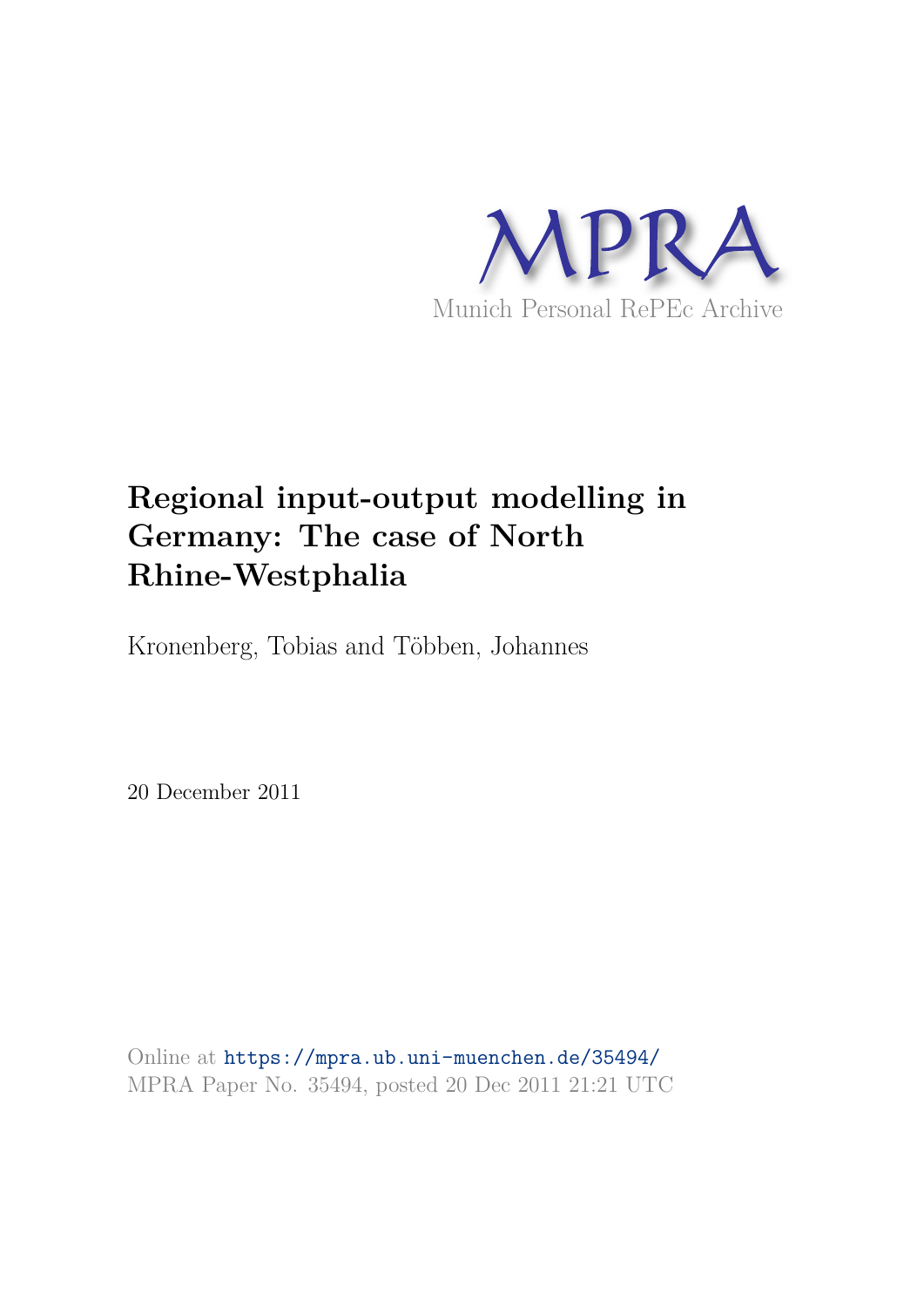MPRA

Munich Personal RePEc Archive

# Regional input-output modelling in Germany: The case of North Rhine-Westphalia

Kronenberg, Tobias and Többen, Johannes

20 December 2011

Online at https://mpra.ub.uni-muenchen.de/35494/
MPRA Paper No. 35494, posted 20 Dec 2011 21:21 UTC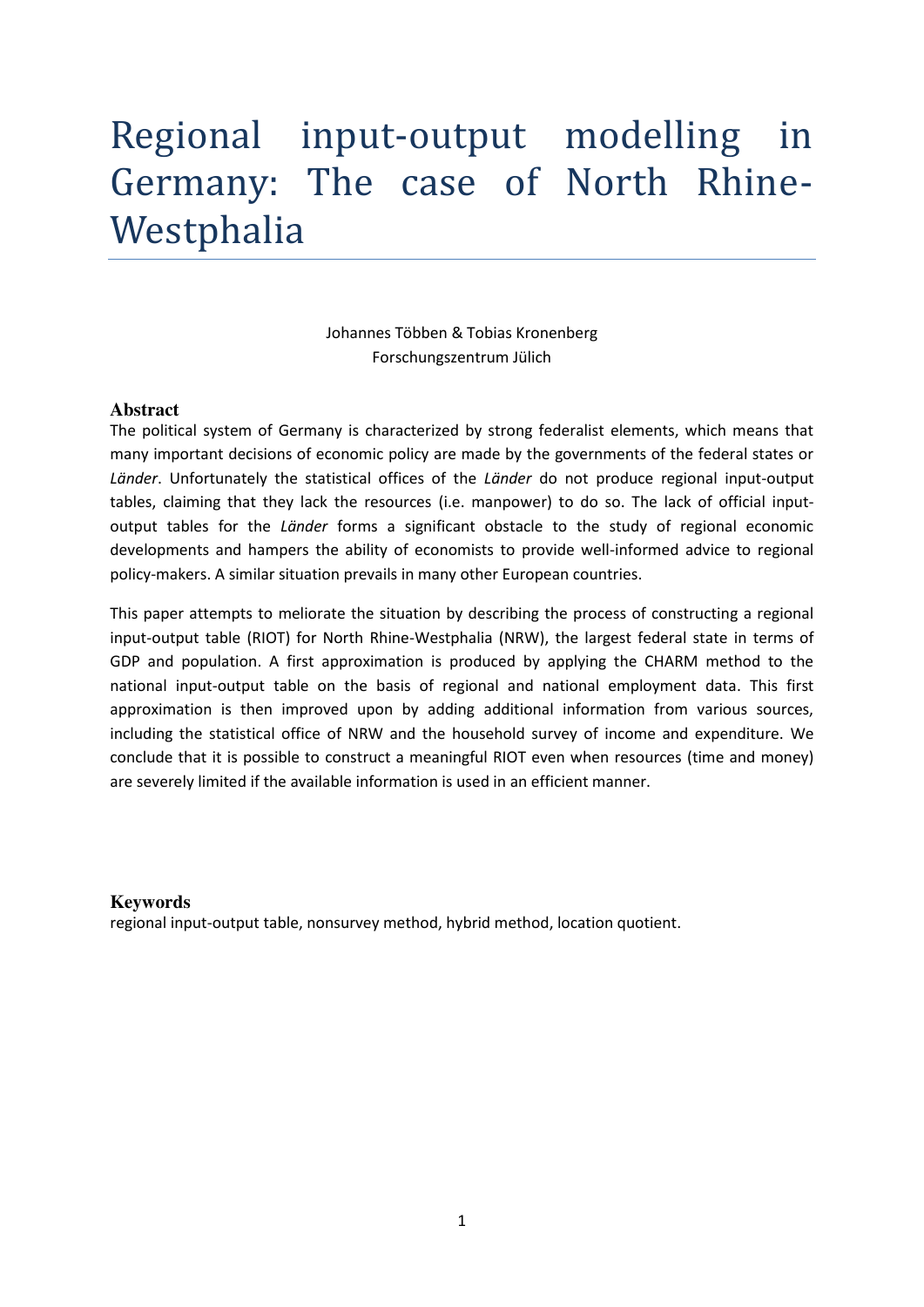# Regional input-output modelling in Germany: The case of North Rhine-Westphalia

Johannes Többen & Tobias Kronenberg
Forschungszentrum Jülich

**Abstract**

The political system of Germany is characterized by strong federalist elements, which means that many important decisions of economic policy are made by the governments of the federal states or *Länder*. Unfortunately the statistical offices of the *Länder* do not produce regional input-output tables, claiming that they lack the resources (i.e. manpower) to do so. The lack of official input-output tables for the *Länder* forms a significant obstacle to the study of regional economic developments and hampers the ability of economists to provide well-informed advice to regional policy-makers. A similar situation prevails in many other European countries.

This paper attempts to meliorate the situation by describing the process of constructing a regional input-output table (RIOT) for North Rhine-Westphalia (NRW), the largest federal state in terms of GDP and population. A first approximation is produced by applying the CHARM method to the national input-output table on the basis of regional and national employment data. This first approximation is then improved upon by adding additional information from various sources, including the statistical office of NRW and the household survey of income and expenditure. We conclude that it is possible to construct a meaningful RIOT even when resources (time and money) are severely limited if the available information is used in an efficient manner.

**Keywords**

regional input-output table, nonsurvey method, hybrid method, location quotient.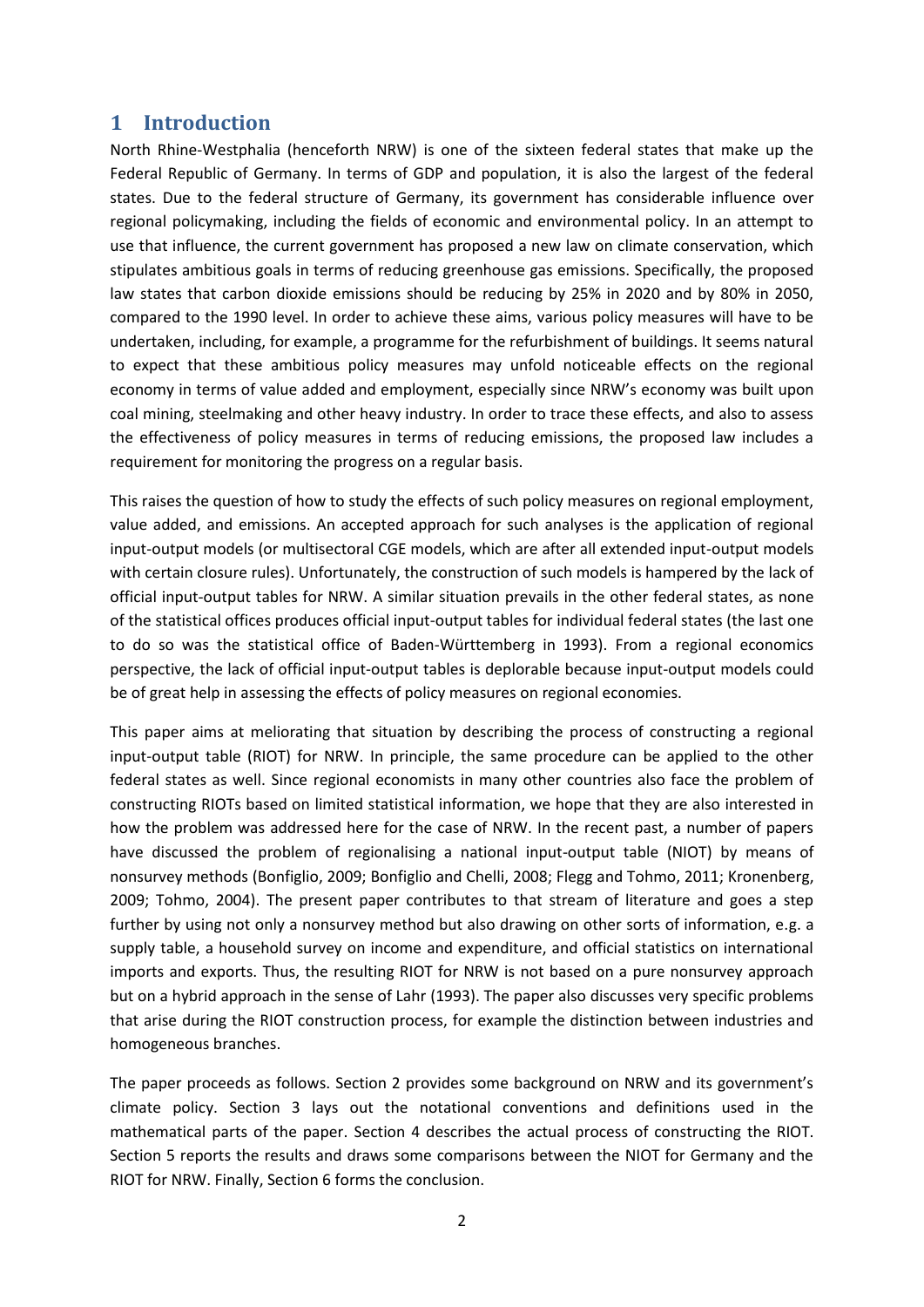# 1 Introduction

North Rhine-Westphalia (henceforth NRW) is one of the sixteen federal states that make up the Federal Republic of Germany. In terms of GDP and population, it is also the largest of the federal states. Due to the federal structure of Germany, its government has considerable influence over regional policymaking, including the fields of economic and environmental policy. In an attempt to use that influence, the current government has proposed a new law on climate conservation, which stipulates ambitious goals in terms of reducing greenhouse gas emissions. Specifically, the proposed law states that carbon dioxide emissions should be reducing by 25% in 2020 and by 80% in 2050, compared to the 1990 level. In order to achieve these aims, various policy measures will have to be undertaken, including, for example, a programme for the refurbishment of buildings. It seems natural to expect that these ambitious policy measures may unfold noticeable effects on the regional economy in terms of value added and employment, especially since NRW's economy was built upon coal mining, steelmaking and other heavy industry. In order to trace these effects, and also to assess the effectiveness of policy measures in terms of reducing emissions, the proposed law includes a requirement for monitoring the progress on a regular basis.

This raises the question of how to study the effects of such policy measures on regional employment, value added, and emissions. An accepted approach for such analyses is the application of regional input-output models (or multisectoral CGE models, which are after all extended input-output models with certain closure rules). Unfortunately, the construction of such models is hampered by the lack of official input-output tables for NRW. A similar situation prevails in the other federal states, as none of the statistical offices produces official input-output tables for individual federal states (the last one to do so was the statistical office of Baden-Württemberg in 1993). From a regional economics perspective, the lack of official input-output tables is deplorable because input-output models could be of great help in assessing the effects of policy measures on regional economies.

This paper aims at meliorating that situation by describing the process of constructing a regional input-output table (RIOT) for NRW. In principle, the same procedure can be applied to the other federal states as well. Since regional economists in many other countries also face the problem of constructing RIOTs based on limited statistical information, we hope that they are also interested in how the problem was addressed here for the case of NRW. In the recent past, a number of papers have discussed the problem of regionalising a national input-output table (NIOT) by means of nonsurvey methods (Bonfiglio, 2009; Bonfiglio and Chelli, 2008; Flegg and Tohmo, 2011; Kronenberg, 2009; Tohmo, 2004). The present paper contributes to that stream of literature and goes a step further by using not only a nonsurvey method but also drawing on other sorts of information, e.g. a supply table, a household survey on income and expenditure, and official statistics on international imports and exports. Thus, the resulting RIOT for NRW is not based on a pure nonsurvey approach but on a hybrid approach in the sense of Lahr (1993). The paper also discusses very specific problems that arise during the RIOT construction process, for example the distinction between industries and homogeneous branches.

The paper proceeds as follows. Section 2 provides some background on NRW and its government's climate policy. Section 3 lays out the notational conventions and definitions used in the mathematical parts of the paper. Section 4 describes the actual process of constructing the RIOT. Section 5 reports the results and draws some comparisons between the NIOT for Germany and the RIOT for NRW. Finally, Section 6 forms the conclusion.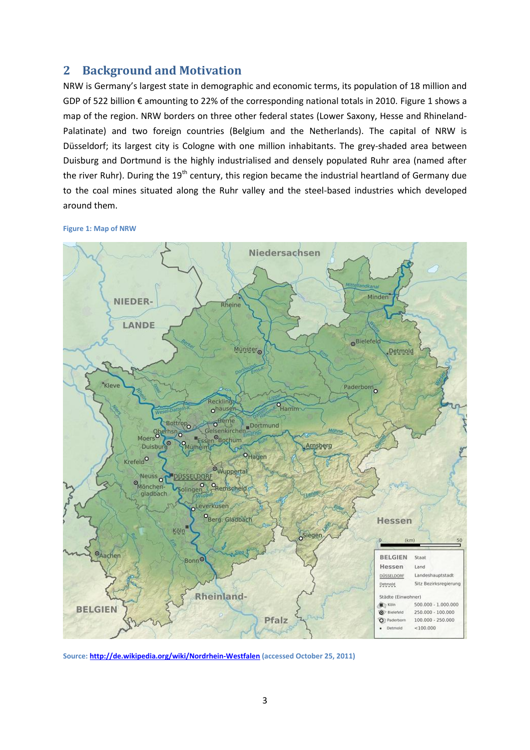## 2 Background and Motivation

NRW is Germany's largest state in demographic and economic terms, its population of 18 million and GDP of 522 billion € amounting to 22% of the corresponding national totals in 2010. Figure 1 shows a map of the region. NRW borders on three other federal states (Lower Saxony, Hesse and Rhineland-Palatinate) and two foreign countries (Belgium and the Netherlands). The capital of NRW is Düsseldorf; its largest city is Cologne with one million inhabitants. The grey-shaded area between Duisburg and Dortmund is the highly industrialised and densely populated Ruhr area (named after the river Ruhr). During the 19th century, this region became the industrial heartland of Germany due to the coal mines situated along the Ruhr valley and the steel-based industries which developed around them.

**Figure 1: Map of NRW**

**Source:** http://de.wikipedia.org/wiki/Nordrhein-Westfalen **(accessed October 25, 2011)**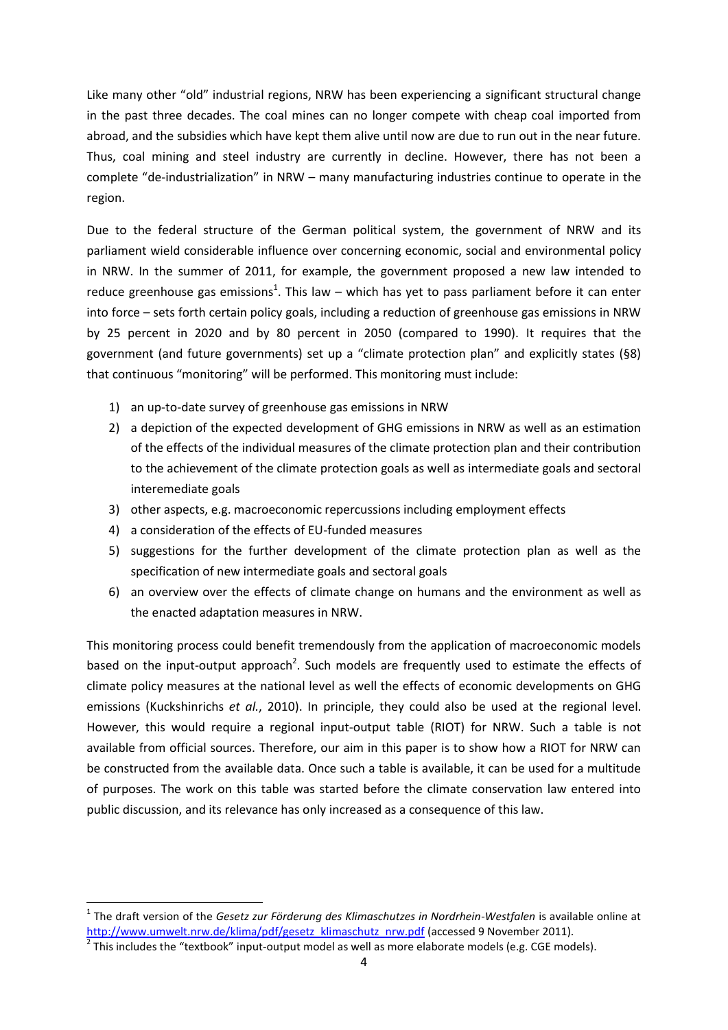Like many other "old" industrial regions, NRW has been experiencing a significant structural change in the past three decades. The coal mines can no longer compete with cheap coal imported from abroad, and the subsidies which have kept them alive until now are due to run out in the near future. Thus, coal mining and steel industry are currently in decline. However, there has not been a complete "de-industrialization" in NRW – many manufacturing industries continue to operate in the region.

Due to the federal structure of the German political system, the government of NRW and its parliament wield considerable influence over concerning economic, social and environmental policy in NRW. In the summer of 2011, for example, the government proposed a new law intended to reduce greenhouse gas emissions[1]. This law – which has yet to pass parliament before it can enter into force – sets forth certain policy goals, including a reduction of greenhouse gas emissions in NRW by 25 percent in 2020 and by 80 percent in 2050 (compared to 1990). It requires that the government (and future governments) set up a "climate protection plan" and explicitly states (§8) that continuous "monitoring" will be performed. This monitoring must include:

1) an up-to-date survey of greenhouse gas emissions in NRW
2) a depiction of the expected development of GHG emissions in NRW as well as an estimation of the effects of the individual measures of the climate protection plan and their contribution to the achievement of the climate protection goals as well as intermediate goals and sectoral interemediate goals
3) other aspects, e.g. macroeconomic repercussions including employment effects
4) a consideration of the effects of EU-funded measures
5) suggestions for the further development of the climate protection plan as well as the specification of new intermediate goals and sectoral goals
6) an overview over the effects of climate change on humans and the environment as well as the enacted adaptation measures in NRW.

This monitoring process could benefit tremendously from the application of macroeconomic models based on the input-output approach[2]. Such models are frequently used to estimate the effects of climate policy measures at the national level as well the effects of economic developments on GHG emissions (Kuckshinrichs *et al.*, 2010). In principle, they could also be used at the regional level. However, this would require a regional input-output table (RIOT) for NRW. Such a table is not available from official sources. Therefore, our aim in this paper is to show how a RIOT for NRW can be constructed from the available data. Once such a table is available, it can be used for a multitude of purposes. The work on this table was started before the climate conservation law entered into public discussion, and its relevance has only increased as a consequence of this law.

---

[1] The draft version of the *Gesetz zur Förderung des Klimaschutzes in Nordrhein-Westfalen* is available online at http://www.umwelt.nrw.de/klima/pdf/gesetz_klimaschutz_nrw.pdf (accessed 9 November 2011).

[2] This includes the "textbook" input-output model as well as more elaborate models (e.g. CGE models).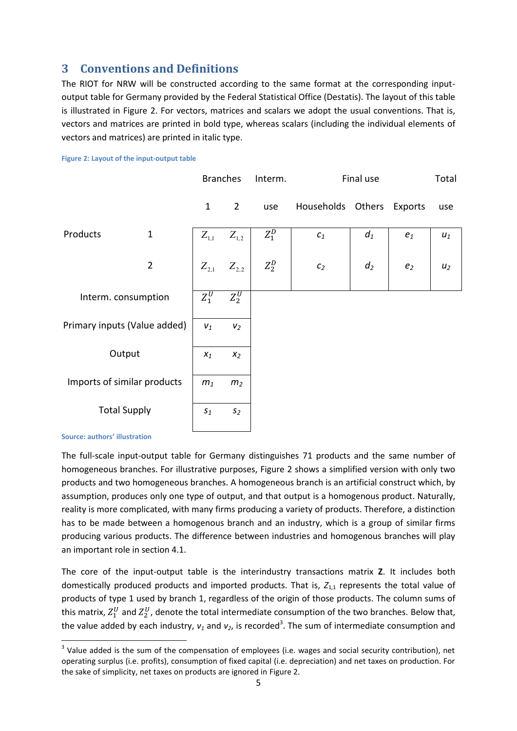## 3 Conventions and Definitions

The RIOT for NRW will be constructed according to the same format at the corresponding input-output table for Germany provided by the Federal Statistical Office (Destatis). The layout of this table is illustrated in Figure 2. For vectors, matrices and scalars we adopt the usual conventions. That is, vectors and matrices are printed in bold type, whereas scalars (including the individual elements of vectors and matrices) are printed in italic type.

**Figure 2: Layout of the input-output table**

| | | Branches 1 | Branches 2 | Interm. use | Final use: Households | Final use: Others | Final use: Exports | Total use |
|---|---|---|---|---|---|---|---|---|
| Products | 1 | $Z_{1,1}$ | $Z_{1,2}$ | $Z_1^D$ | $c_1$ | $d_1$ | $e_1$ | $u_1$ |
| | 2 | $Z_{2,1}$ | $Z_{2,2}$ | $Z_2^D$ | $c_2$ | $d_2$ | $e_2$ | $u_2$ |
| Interm. consumption | | $Z_1^U$ | $Z_2^U$ | | | | | |
| Primary inputs (Value added) | | $v_1$ | $v_2$ | | | | | |
| Output | | $x_1$ | $x_2$ | | | | | |
| Imports of similar products | | $m_1$ | $m_2$ | | | | | |
| Total Supply | | $s_1$ | $s_2$ | | | | | |

**Source: authors' illustration**

The full-scale input-output table for Germany distinguishes 71 products and the same number of homogeneous branches. For illustrative purposes, Figure 2 shows a simplified version with only two products and two homogeneous branches. A homogeneous branch is an artificial construct which, by assumption, produces only one type of output, and that output is a homogenous product. Naturally, reality is more complicated, with many firms producing a variety of products. Therefore, a distinction has to be made between a homogenous branch and an industry, which is a group of similar firms producing various products. The difference between industries and homogenous branches will play an important role in section 4.1.

The core of the input-output table is the interindustry transactions matrix **Z**. It includes both domestically produced products and imported products. That is, $Z_{1,1}$ represents the total value of products of type 1 used by branch 1, regardless of the origin of those products. The column sums of this matrix, $Z_1^U$ and $Z_2^U$, denote the total intermediate consumption of the two branches. Below that, the value added by each industry, $v_1$ and $v_2$, is recorded[3]. The sum of intermediate consumption and

[3] Value added is the sum of the compensation of employees (i.e. wages and social security contribution), net operating surplus (i.e. profits), consumption of fixed capital (i.e. depreciation) and net taxes on production. For the sake of simplicity, net taxes on products are ignored in Figure 2.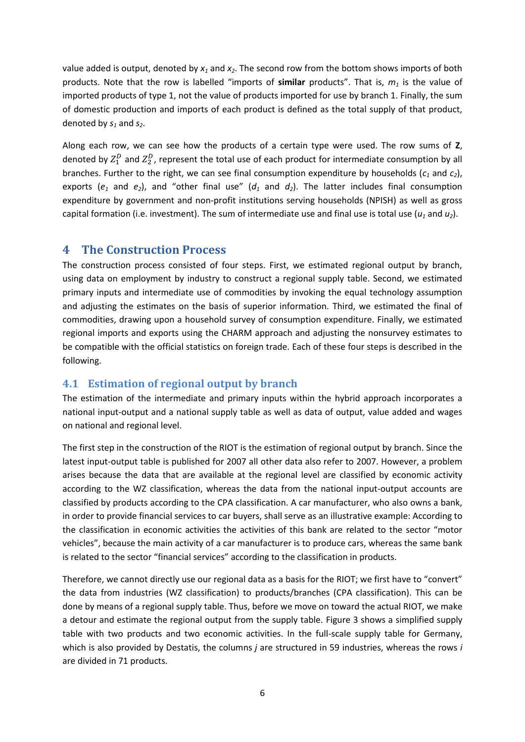value added is output, denoted by $x_1$ and $x_2$. The second row from the bottom shows imports of both products. Note that the row is labelled "imports of **similar** products". That is, $m_1$ is the value of imported products of type 1, not the value of products imported for use by branch 1. Finally, the sum of domestic production and imports of each product is defined as the total supply of that product, denoted by $s_1$ and $s_2$.

Along each row, we can see how the products of a certain type were used. The row sums of **Z**, denoted by $Z_1^D$ and $Z_2^D$, represent the total use of each product for intermediate consumption by all branches. Further to the right, we can see final consumption expenditure by households ($c_1$ and $c_2$), exports ($e_1$ and $e_2$), and "other final use" ($d_1$ and $d_2$). The latter includes final consumption expenditure by government and non-profit institutions serving households (NPISH) as well as gross capital formation (i.e. investment). The sum of intermediate use and final use is total use ($u_1$ and $u_2$).

# 4 The Construction Process

The construction process consisted of four steps. First, we estimated regional output by branch, using data on employment by industry to construct a regional supply table. Second, we estimated primary inputs and intermediate use of commodities by invoking the equal technology assumption and adjusting the estimates on the basis of superior information. Third, we estimated the final of commodities, drawing upon a household survey of consumption expenditure. Finally, we estimated regional imports and exports using the CHARM approach and adjusting the nonsurvey estimates to be compatible with the official statistics on foreign trade. Each of these four steps is described in the following.

## 4.1 Estimation of regional output by branch

The estimation of the intermediate and primary inputs within the hybrid approach incorporates a national input-output and a national supply table as well as data of output, value added and wages on national and regional level.

The first step in the construction of the RIOT is the estimation of regional output by branch. Since the latest input-output table is published for 2007 all other data also refer to 2007. However, a problem arises because the data that are available at the regional level are classified by economic activity according to the WZ classification, whereas the data from the national input-output accounts are classified by products according to the CPA classification. A car manufacturer, who also owns a bank, in order to provide financial services to car buyers, shall serve as an illustrative example: According to the classification in economic activities the activities of this bank are related to the sector "motor vehicles", because the main activity of a car manufacturer is to produce cars, whereas the same bank is related to the sector "financial services" according to the classification in products.

Therefore, we cannot directly use our regional data as a basis for the RIOT; we first have to "convert" the data from industries (WZ classification) to products/branches (CPA classification). This can be done by means of a regional supply table. Thus, before we move on toward the actual RIOT, we make a detour and estimate the regional output from the supply table. Figure 3 shows a simplified supply table with two products and two economic activities. In the full-scale supply table for Germany, which is also provided by Destatis, the columns *j* are structured in 59 industries, whereas the rows *i* are divided in 71 products.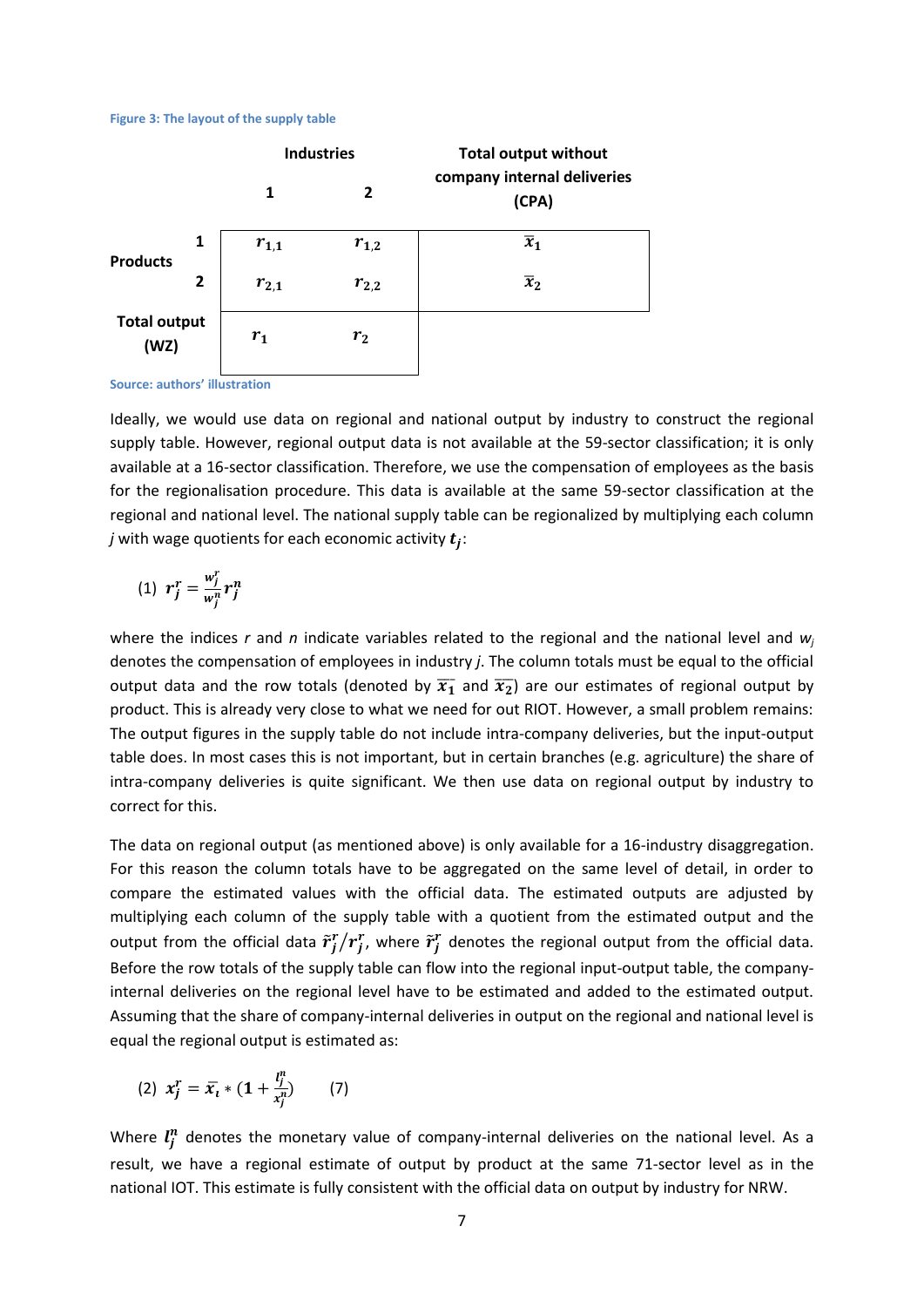**Figure 3: The layout of the supply table**

| | | Industries | | Total output without company internal deliveries (CPA) |
|---|---|---|---|---|
| | | 1 | 2 | |
| Products | 1 | $r_{1,1}$ | $r_{1,2}$ | $\overline{x}_1$ |
| | 2 | $r_{2,1}$ | $r_{2,2}$ | $\overline{x}_2$ |
| Total output (WZ) | | $r_1$ | $r_2$ | |

Source: authors' illustration

Ideally, we would use data on regional and national output by industry to construct the regional supply table. However, regional output data is not available at the 59-sector classification; it is only available at a 16-sector classification. Therefore, we use the compensation of employees as the basis for the regionalisation procedure. This data is available at the same 59-sector classification at the regional and national level. The national supply table can be regionalized by multiplying each column *j* with wage quotients for each economic activity $\boldsymbol{t_j}$:

$$(1)\ \boldsymbol{r_j^r} = \frac{w_j^r}{w_j^n} \boldsymbol{r_j^n}$$

where the indices *r* and *n* indicate variables related to the regional and the national level and $w_j$ denotes the compensation of employees in industry *j*. The column totals must be equal to the official output data and the row totals (denoted by $\overline{x_1}$ and $\overline{x_2}$) are our estimates of regional output by product. This is already very close to what we need for out RIOT. However, a small problem remains: The output figures in the supply table do not include intra-company deliveries, but the input-output table does. In most cases this is not important, but in certain branches (e.g. agriculture) the share of intra-company deliveries is quite significant. We then use data on regional output by industry to correct for this.

The data on regional output (as mentioned above) is only available for a 16-industry disaggregation. For this reason the column totals have to be aggregated on the same level of detail, in order to compare the estimated values with the official data. The estimated outputs are adjusted by multiplying each column of the supply table with a quotient from the estimated output and the output from the official data $\tilde{\boldsymbol{r}}_j^r / \boldsymbol{r}_j^r$, where $\tilde{\boldsymbol{r}}_j^r$ denotes the regional output from the official data. Before the row totals of the supply table can flow into the regional input-output table, the company-internal deliveries on the regional level have to be estimated and added to the estimated output. Assuming that the share of company-internal deliveries in output on the regional and national level is equal the regional output is estimated as:

$$(2)\ \boldsymbol{x_j^r} = \bar{\boldsymbol{x}}_{\boldsymbol{\iota}} * \left(\boldsymbol{1} + \frac{\boldsymbol{l_j^n}}{\boldsymbol{x_j^n}}\right) \qquad (7)$$

Where $\boldsymbol{l_j^n}$ denotes the monetary value of company-internal deliveries on the national level. As a result, we have a regional estimate of output by product at the same 71-sector level as in the national IOT. This estimate is fully consistent with the official data on output by industry for NRW.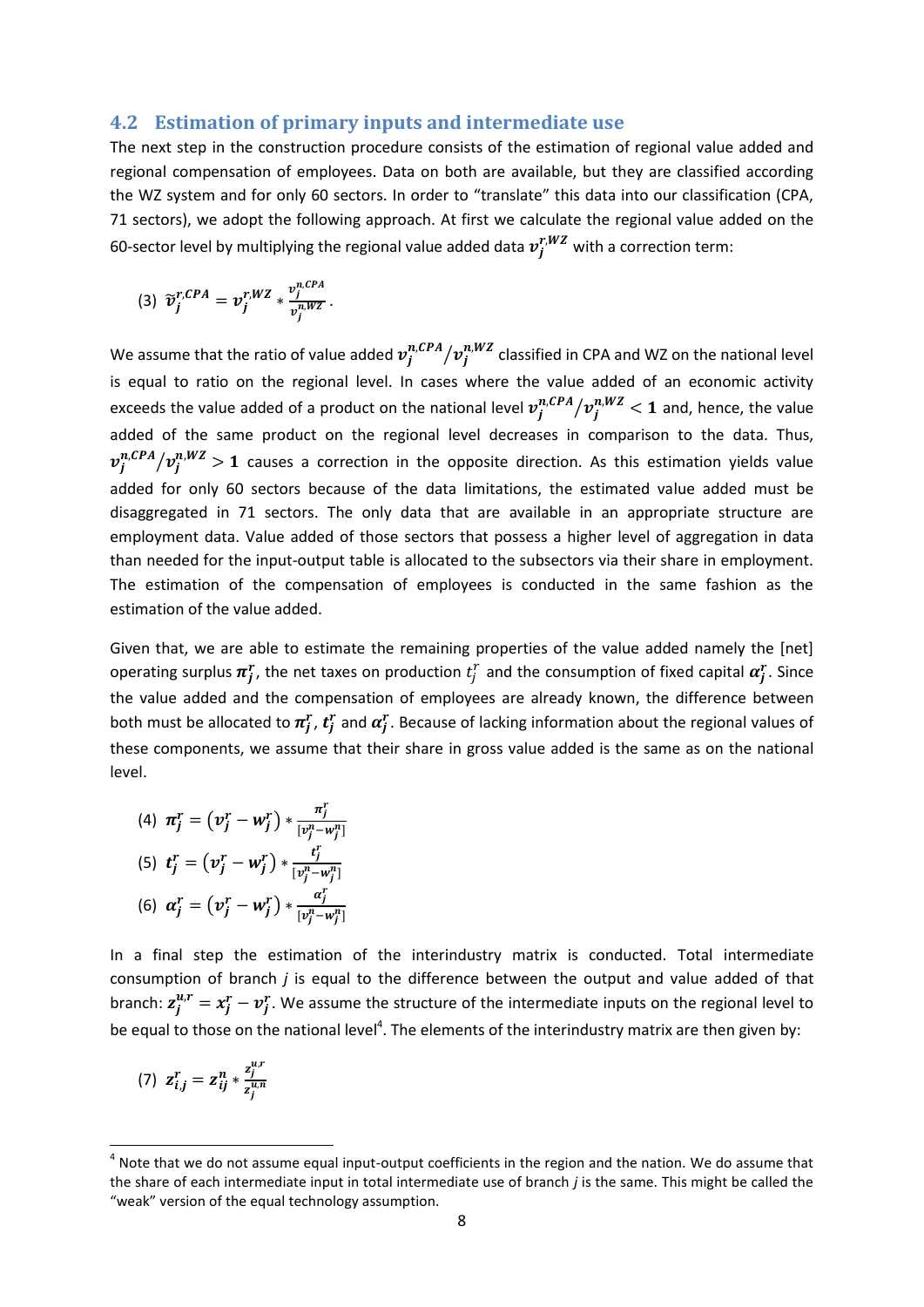## 4.2 Estimation of primary inputs and intermediate use

The next step in the construction procedure consists of the estimation of regional value added and regional compensation of employees. Data on both are available, but they are classified according the WZ system and for only 60 sectors. In order to "translate" this data into our classification (CPA, 71 sectors), we adopt the following approach. At first we calculate the regional value added on the 60-sector level by multiplying the regional value added data $\boldsymbol{v}_j^{r,WZ}$ with a correction term:

$$(3)\ \ \tilde{\boldsymbol{v}}_j^{r,CPA} = \boldsymbol{v}_j^{r,WZ} * \frac{v_j^{n,CPA}}{v_j^{n,WZ}}.$$

We assume that the ratio of value added $\boldsymbol{v}_j^{n,CPA}/\boldsymbol{v}_j^{n,WZ}$ classified in CPA and WZ on the national level is equal to ratio on the regional level. In cases where the value added of an economic activity exceeds the value added of a product on the national level $\boldsymbol{v}_j^{n,CPA}/\boldsymbol{v}_j^{n,WZ} < \mathbf{1}$ and, hence, the value added of the same product on the regional level decreases in comparison to the data. Thus, $\boldsymbol{v}_j^{n,CPA}/\boldsymbol{v}_j^{n,WZ} > \mathbf{1}$ causes a correction in the opposite direction. As this estimation yields value added for only 60 sectors because of the data limitations, the estimated value added must be disaggregated in 71 sectors. The only data that are available in an appropriate structure are employment data. Value added of those sectors that possess a higher level of aggregation in data than needed for the input-output table is allocated to the subsectors via their share in employment. The estimation of the compensation of employees is conducted in the same fashion as the estimation of the value added.

Given that, we are able to estimate the remaining properties of the value added namely the [net] operating surplus $\boldsymbol{\pi}_j^r$, the net taxes on production $t_j^r$ and the consumption of fixed capital $\boldsymbol{\alpha}_j^r$. Since the value added and the compensation of employees are already known, the difference between both must be allocated to $\boldsymbol{\pi}_j^r$, $\boldsymbol{t}_j^r$ and $\boldsymbol{\alpha}_j^r$. Because of lacking information about the regional values of these components, we assume that their share in gross value added is the same as on the national level.

$$(4)\ \ \boldsymbol{\pi}_j^r = \left(\boldsymbol{v}_j^r - \boldsymbol{w}_j^r\right) * \frac{\pi_j^r}{[v_j^n - w_j^n]}$$

$$(5)\ \ \boldsymbol{t}_j^r = \left(\boldsymbol{v}_j^r - \boldsymbol{w}_j^r\right) * \frac{t_j^r}{[v_j^n - w_j^n]}$$

$$(6)\ \ \boldsymbol{\alpha}_j^r = \left(\boldsymbol{v}_j^r - \boldsymbol{w}_j^r\right) * \frac{\alpha_j^r}{[v_j^n - w_j^n]}$$

In a final step the estimation of the interindustry matrix is conducted. Total intermediate consumption of branch *j* is equal to the difference between the output and value added of that branch: $\boldsymbol{z}_j^{u,r} = \boldsymbol{x}_j^r - \boldsymbol{v}_j^r$. We assume the structure of the intermediate inputs on the regional level to be equal to those on the national level[4]. The elements of the interindustry matrix are then given by:

$$(7)\ \ \boldsymbol{z}_{i,j}^r = \boldsymbol{z}_{ij}^n * \frac{z_j^{u,r}}{z_j^{u,n}}$$

[4] Note that we do not assume equal input-output coefficients in the region and the nation. We do assume that the share of each intermediate input in total intermediate use of branch *j* is the same. This might be called the "weak" version of the equal technology assumption.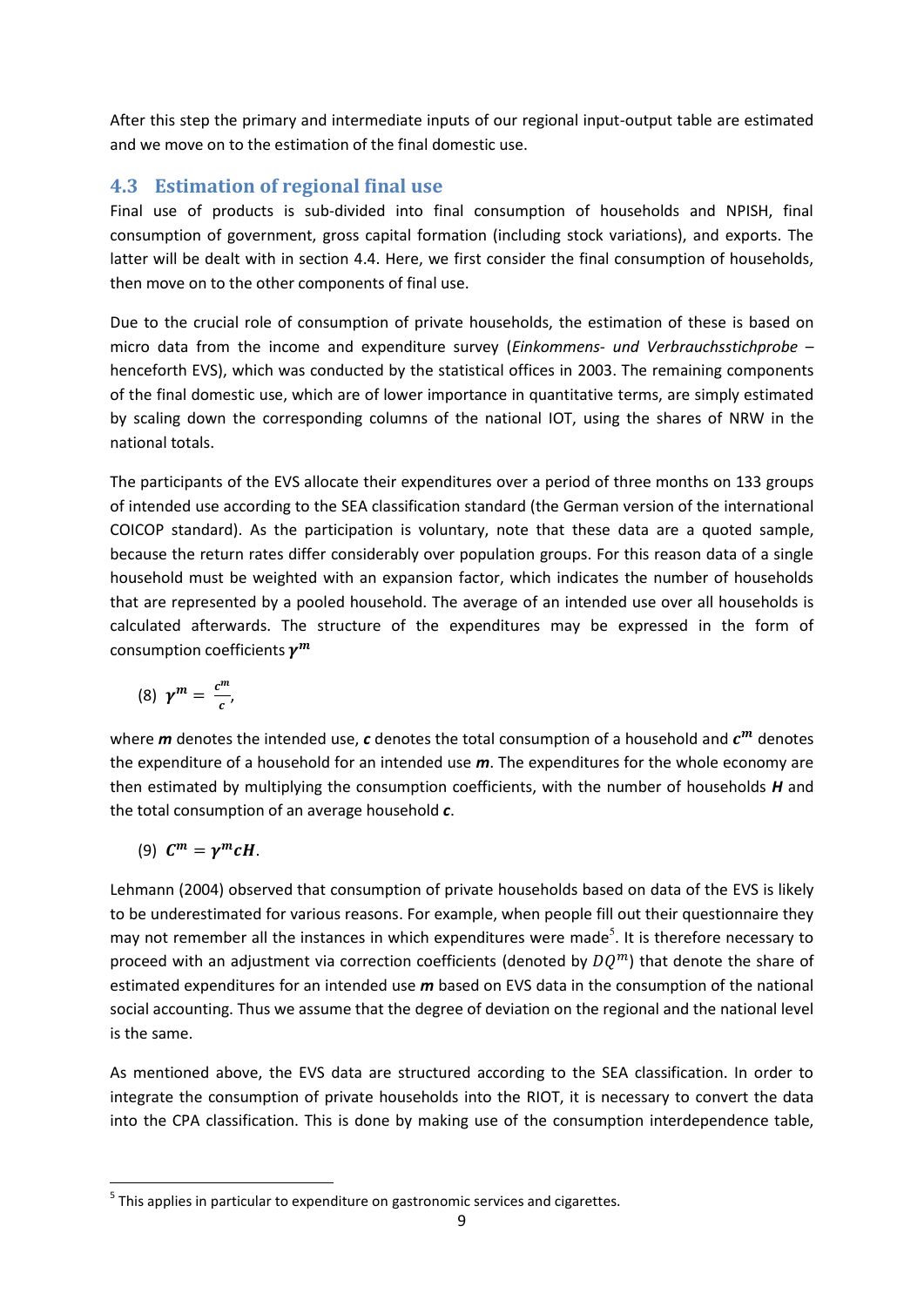After this step the primary and intermediate inputs of our regional input-output table are estimated and we move on to the estimation of the final domestic use.

## 4.3 Estimation of regional final use

Final use of products is sub-divided into final consumption of households and NPISH, final consumption of government, gross capital formation (including stock variations), and exports. The latter will be dealt with in section 4.4. Here, we first consider the final consumption of households, then move on to the other components of final use.

Due to the crucial role of consumption of private households, the estimation of these is based on micro data from the income and expenditure survey (*Einkommens- und Verbrauchsstichprobe* – henceforth EVS), which was conducted by the statistical offices in 2003. The remaining components of the final domestic use, which are of lower importance in quantitative terms, are simply estimated by scaling down the corresponding columns of the national IOT, using the shares of NRW in the national totals.

The participants of the EVS allocate their expenditures over a period of three months on 133 groups of intended use according to the SEA classification standard (the German version of the international COICOP standard). As the participation is voluntary, note that these data are a quoted sample, because the return rates differ considerably over population groups. For this reason data of a single household must be weighted with an expansion factor, which indicates the number of households that are represented by a pooled household. The average of an intended use over all households is calculated afterwards. The structure of the expenditures may be expressed in the form of consumption coefficients $\boldsymbol{\gamma^m}$

(8) $\boldsymbol{\gamma^m} = \frac{\boldsymbol{c^m}}{\boldsymbol{c}}$,

where $\boldsymbol{m}$ denotes the intended use, $\boldsymbol{c}$ denotes the total consumption of a household and $\boldsymbol{c^m}$ denotes the expenditure of a household for an intended use $\boldsymbol{m}$. The expenditures for the whole economy are then estimated by multiplying the consumption coefficients, with the number of households $\boldsymbol{H}$ and the total consumption of an average household $\boldsymbol{c}$.

(9) $\boldsymbol{C^m} = \boldsymbol{\gamma^m c H}$.

Lehmann (2004) observed that consumption of private households based on data of the EVS is likely to be underestimated for various reasons. For example, when people fill out their questionnaire they may not remember all the instances in which expenditures were made[5]. It is therefore necessary to proceed with an adjustment via correction coefficients (denoted by $DQ^m$) that denote the share of estimated expenditures for an intended use $\boldsymbol{m}$ based on EVS data in the consumption of the national social accounting. Thus we assume that the degree of deviation on the regional and the national level is the same.

As mentioned above, the EVS data are structured according to the SEA classification. In order to integrate the consumption of private households into the RIOT, it is necessary to convert the data into the CPA classification. This is done by making use of the consumption interdependence table,

[5] This applies in particular to expenditure on gastronomic services and cigarettes.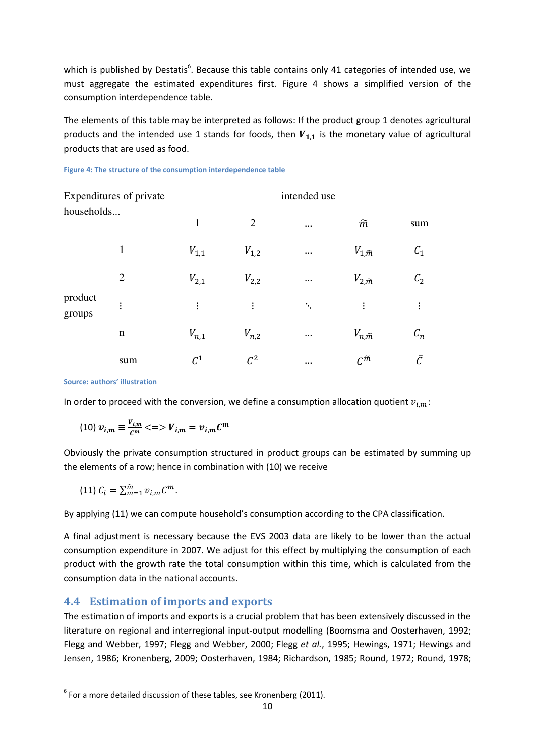which is published by Destatis[6]. Because this table contains only 41 categories of intended use, we must aggregate the estimated expenditures first. Figure 4 shows a simplified version of the consumption interdependence table.

The elements of this table may be interpreted as follows: If the product group 1 denotes agricultural products and the intended use 1 stands for foods, then $\boldsymbol{V_{1,1}}$ is the monetary value of agricultural products that are used as food.

Figure 4: The structure of the consumption interdependence table

| Expenditures of private households... | | intended use | | | | |
|---|---|---|---|---|---|---|
| | | 1 | 2 | … | $\widetilde{m}$ | sum |
| product groups | 1 | $V_{1,1}$ | $V_{1,2}$ | … | $V_{1,\widetilde{m}}$ | $C_1$ |
| | 2 | $V_{2,1}$ | $V_{2,2}$ | … | $V_{2,\widetilde{m}}$ | $C_2$ |
| | ⋮ | ⋮ | ⋮ | ⋱ | ⋮ | ⋮ |
| | n | $V_{n,1}$ | $V_{n,2}$ | … | $V_{n,\widetilde{m}}$ | $C_n$ |
| | sum | $C^1$ | $C^2$ | … | $C^{\widetilde{m}}$ | $\bar{C}$ |

Source: authors' illustration

In order to proceed with the conversion, we define a consumption allocation quotient $v_{i,m}$:

$$(10)\ \boldsymbol{v_{i,m}} \equiv \frac{\boldsymbol{V_{i,m}}}{\boldsymbol{C^m}} <=> \boldsymbol{V_{i,m}} = \boldsymbol{v_{i,m} C^m}$$

Obviously the private consumption structured in product groups can be estimated by summing up the elements of a row; hence in combination with (10) we receive

$$(11)\ C_i = \sum_{m=1}^{\widetilde{m}} v_{i,m} C^m.$$

By applying (11) we can compute household's consumption according to the CPA classification.

A final adjustment is necessary because the EVS 2003 data are likely to be lower than the actual consumption expenditure in 2007. We adjust for this effect by multiplying the consumption of each product with the growth rate the total consumption within this time, which is calculated from the consumption data in the national accounts.

## 4.4 Estimation of imports and exports

The estimation of imports and exports is a crucial problem that has been extensively discussed in the literature on regional and interregional input-output modelling (Boomsma and Oosterhaven, 1992; Flegg and Webber, 1997; Flegg and Webber, 2000; Flegg *et al.*, 1995; Hewings, 1971; Hewings and Jensen, 1986; Kronenberg, 2009; Oosterhaven, 1984; Richardson, 1985; Round, 1972; Round, 1978;

[6] For a more detailed discussion of these tables, see Kronenberg (2011).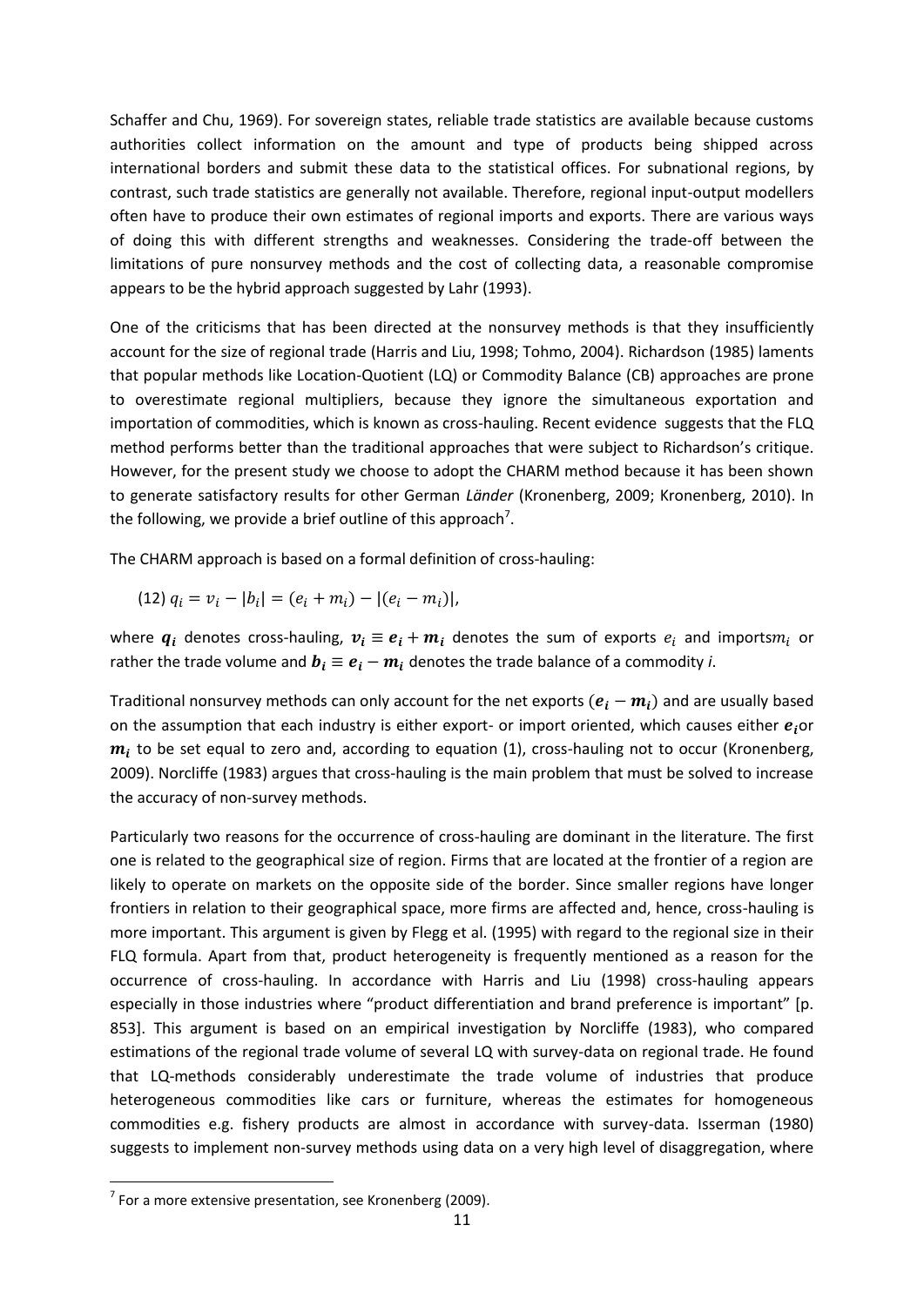Schaffer and Chu, 1969). For sovereign states, reliable trade statistics are available because customs authorities collect information on the amount and type of products being shipped across international borders and submit these data to the statistical offices. For subnational regions, by contrast, such trade statistics are generally not available. Therefore, regional input-output modellers often have to produce their own estimates of regional imports and exports. There are various ways of doing this with different strengths and weaknesses. Considering the trade-off between the limitations of pure nonsurvey methods and the cost of collecting data, a reasonable compromise appears to be the hybrid approach suggested by Lahr (1993).

One of the criticisms that has been directed at the nonsurvey methods is that they insufficiently account for the size of regional trade (Harris and Liu, 1998; Tohmo, 2004). Richardson (1985) laments that popular methods like Location-Quotient (LQ) or Commodity Balance (CB) approaches are prone to overestimate regional multipliers, because they ignore the simultaneous exportation and importation of commodities, which is known as cross-hauling. Recent evidence suggests that the FLQ method performs better than the traditional approaches that were subject to Richardson's critique. However, for the present study we choose to adopt the CHARM method because it has been shown to generate satisfactory results for other German *Länder* (Kronenberg, 2009; Kronenberg, 2010). In the following, we provide a brief outline of this approach[7].

The CHARM approach is based on a formal definition of cross-hauling:

(12) $q_i = v_i - |b_i| = (e_i + m_i) - |(e_i - m_i)|$,

where $\boldsymbol{q_i}$ denotes cross-hauling, $\boldsymbol{v_i} \equiv \boldsymbol{e_i} + \boldsymbol{m_i}$ denotes the sum of exports $e_i$ and imports $m_i$ or rather the trade volume and $\boldsymbol{b_i} \equiv \boldsymbol{e_i} - \boldsymbol{m_i}$ denotes the trade balance of a commodity *i*.

Traditional nonsurvey methods can only account for the net exports $(\boldsymbol{e_i} - \boldsymbol{m_i})$ and are usually based on the assumption that each industry is either export- or import oriented, which causes either $\boldsymbol{e_i}$ or $\boldsymbol{m_i}$ to be set equal to zero and, according to equation (1), cross-hauling not to occur (Kronenberg, 2009). Norcliffe (1983) argues that cross-hauling is the main problem that must be solved to increase the accuracy of non-survey methods.

Particularly two reasons for the occurrence of cross-hauling are dominant in the literature. The first one is related to the geographical size of region. Firms that are located at the frontier of a region are likely to operate on markets on the opposite side of the border. Since smaller regions have longer frontiers in relation to their geographical space, more firms are affected and, hence, cross-hauling is more important. This argument is given by Flegg et al. (1995) with regard to the regional size in their FLQ formula. Apart from that, product heterogeneity is frequently mentioned as a reason for the occurrence of cross-hauling. In accordance with Harris and Liu (1998) cross-hauling appears especially in those industries where "product differentiation and brand preference is important" [p. 853]. This argument is based on an empirical investigation by Norcliffe (1983), who compared estimations of the regional trade volume of several LQ with survey-data on regional trade. He found that LQ-methods considerably underestimate the trade volume of industries that produce heterogeneous commodities like cars or furniture, whereas the estimates for homogeneous commodities e.g. fishery products are almost in accordance with survey-data. Isserman (1980) suggests to implement non-survey methods using data on a very high level of disaggregation, where

[7] For a more extensive presentation, see Kronenberg (2009).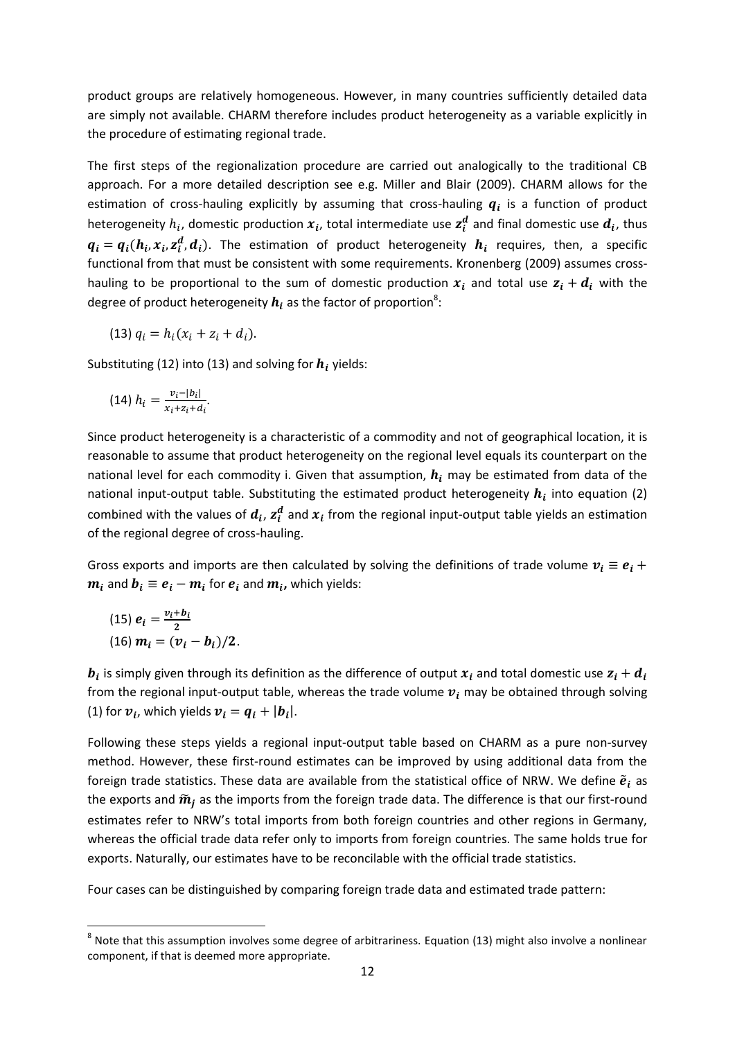product groups are relatively homogeneous. However, in many countries sufficiently detailed data are simply not available. CHARM therefore includes product heterogeneity as a variable explicitly in the procedure of estimating regional trade.

The first steps of the regionalization procedure are carried out analogically to the traditional CB approach. For a more detailed description see e.g. Miller and Blair (2009). CHARM allows for the estimation of cross-hauling explicitly by assuming that cross-hauling $\boldsymbol{q_i}$ is a function of product heterogeneity $h_i$, domestic production $\boldsymbol{x_i}$, total intermediate use $\boldsymbol{z_i^d}$ and final domestic use $\boldsymbol{d_i}$, thus $\boldsymbol{q_i} = \boldsymbol{q_i}(\boldsymbol{h_i}, \boldsymbol{x_i}, \boldsymbol{z_i^d}, \boldsymbol{d_i})$. The estimation of product heterogeneity $\boldsymbol{h_i}$ requires, then, a specific functional from that must be consistent with some requirements. Kronenberg (2009) assumes cross-hauling to be proportional to the sum of domestic production $\boldsymbol{x_i}$ and total use $\boldsymbol{z_i} + \boldsymbol{d_i}$ with the degree of product heterogeneity $\boldsymbol{h_i}$ as the factor of proportion[8]:

(13) $q_i = h_i(x_i + z_i + d_i)$.

Substituting (12) into (13) and solving for $\boldsymbol{h_i}$ yields:

(14) $h_i = \frac{v_i - |b_i|}{x_i + z_i + d_i}$.

Since product heterogeneity is a characteristic of a commodity and not of geographical location, it is reasonable to assume that product heterogeneity on the regional level equals its counterpart on the national level for each commodity i. Given that assumption, $\boldsymbol{h_i}$ may be estimated from data of the national input-output table. Substituting the estimated product heterogeneity $\boldsymbol{h_i}$ into equation (2) combined with the values of $\boldsymbol{d_i}$, $\boldsymbol{z_i^d}$ and $\boldsymbol{x_i}$ from the regional input-output table yields an estimation of the regional degree of cross-hauling.

Gross exports and imports are then calculated by solving the definitions of trade volume $\boldsymbol{v_i} \equiv \boldsymbol{e_i} + \boldsymbol{m_i}$ and $\boldsymbol{b_i} \equiv \boldsymbol{e_i} - \boldsymbol{m_i}$ for $\boldsymbol{e_i}$ and $\boldsymbol{m_i}$, which yields:

(15) $\boldsymbol{e_i} = \frac{\boldsymbol{v_i} + \boldsymbol{b_i}}{\boldsymbol{2}}$

(16) $\boldsymbol{m_i} = (\boldsymbol{v_i} - \boldsymbol{b_i})/\boldsymbol{2}$.

$\boldsymbol{b_i}$ is simply given through its definition as the difference of output $\boldsymbol{x_i}$ and total domestic use $\boldsymbol{z_i} + \boldsymbol{d_i}$ from the regional input-output table, whereas the trade volume $\boldsymbol{v_i}$ may be obtained through solving (1) for $\boldsymbol{v_i}$, which yields $\boldsymbol{v_i} = \boldsymbol{q_i} + |\boldsymbol{b_i}|$.

Following these steps yields a regional input-output table based on CHARM as a pure non-survey method. However, these first-round estimates can be improved by using additional data from the foreign trade statistics. These data are available from the statistical office of NRW. We define $\tilde{\boldsymbol{e}}_i$ as the exports and $\tilde{\boldsymbol{m}}_j$ as the imports from the foreign trade data. The difference is that our first-round estimates refer to NRW's total imports from both foreign countries and other regions in Germany, whereas the official trade data refer only to imports from foreign countries. The same holds true for exports. Naturally, our estimates have to be reconcilable with the official trade statistics.

Four cases can be distinguished by comparing foreign trade data and estimated trade pattern:

---

[8] Note that this assumption involves some degree of arbitrariness. Equation (13) might also involve a nonlinear component, if that is deemed more appropriate.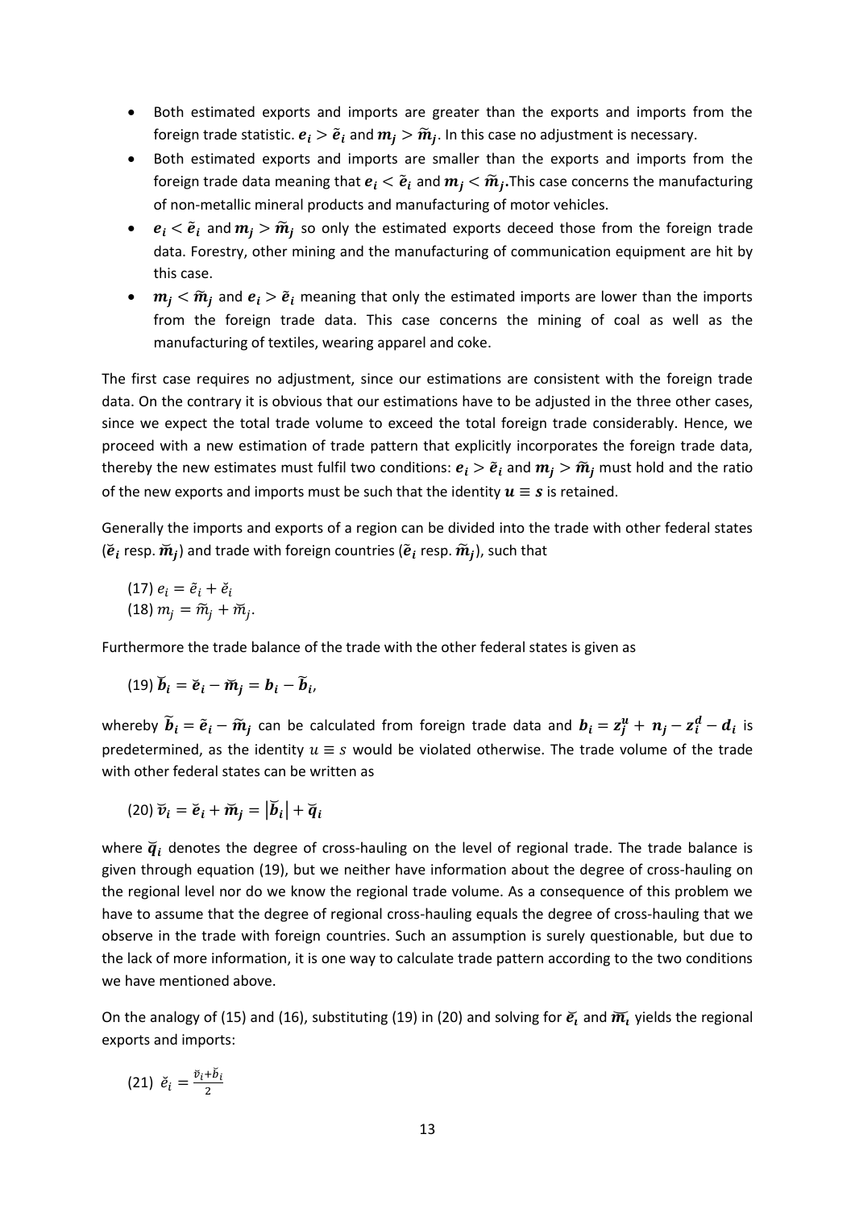- Both estimated exports and imports are greater than the exports and imports from the foreign trade statistic. $\boldsymbol{e_i} > \tilde{\boldsymbol{e}}_i$ and $\boldsymbol{m_j} > \widetilde{\boldsymbol{m}}_j$. In this case no adjustment is necessary.
- Both estimated exports and imports are smaller than the exports and imports from the foreign trade data meaning that $\boldsymbol{e_i} < \tilde{\boldsymbol{e}}_i$ and $\boldsymbol{m_j} < \widetilde{\boldsymbol{m}}_j$. This case concerns the manufacturing of non-metallic mineral products and manufacturing of motor vehicles.
- $\boldsymbol{e_i} < \tilde{\boldsymbol{e}}_i$ and $\boldsymbol{m_j} > \widetilde{\boldsymbol{m}}_j$ so only the estimated exports deceed those from the foreign trade data. Forestry, other mining and the manufacturing of communication equipment are hit by this case.
- $\boldsymbol{m_j} < \widetilde{\boldsymbol{m}}_j$ and $\boldsymbol{e_i} > \tilde{\boldsymbol{e}}_i$ meaning that only the estimated imports are lower than the imports from the foreign trade data. This case concerns the mining of coal as well as the manufacturing of textiles, wearing apparel and coke.

The first case requires no adjustment, since our estimations are consistent with the foreign trade data. On the contrary it is obvious that our estimations have to be adjusted in the three other cases, since we expect the total trade volume to exceed the total foreign trade considerably. Hence, we proceed with a new estimation of trade pattern that explicitly incorporates the foreign trade data, thereby the new estimates must fulfil two conditions: $\boldsymbol{e_i} > \tilde{\boldsymbol{e}}_i$ and $\boldsymbol{m_j} > \widetilde{\boldsymbol{m}}_j$ must hold and the ratio of the new exports and imports must be such that the identity $\boldsymbol{u} \equiv \boldsymbol{s}$ is retained.

Generally the imports and exports of a region can be divided into the trade with other federal states ($\breve{\boldsymbol{e}}_i$ resp. $\breve{\boldsymbol{m}}_j$) and trade with foreign countries ($\tilde{\boldsymbol{e}}_i$ resp. $\widetilde{\boldsymbol{m}}_j$), such that

(17) $e_i = \tilde{e}_i + \breve{e}_i$
(18) $m_j = \widetilde{m}_j + \breve{m}_j$.

Furthermore the trade balance of the trade with the other federal states is given as

(19) $\breve{\boldsymbol{b}}_i = \breve{\boldsymbol{e}}_i - \breve{\boldsymbol{m}}_j = \boldsymbol{b}_i - \widetilde{\boldsymbol{b}}_i$,

whereby $\widetilde{\boldsymbol{b}}_i = \tilde{\boldsymbol{e}}_i - \widetilde{\boldsymbol{m}}_j$ can be calculated from foreign trade data and $\boldsymbol{b}_i = \boldsymbol{z}_j^{\boldsymbol{u}} + \boldsymbol{n}_j - \boldsymbol{z}_i^{\boldsymbol{d}} - \boldsymbol{d}_i$ is predetermined, as the identity $u \equiv s$ would be violated otherwise. The trade volume of the trade with other federal states can be written as

(20) $\breve{\boldsymbol{v}}_i = \breve{\boldsymbol{e}}_i + \breve{\boldsymbol{m}}_j = \left|\breve{\boldsymbol{b}}_i\right| + \breve{\boldsymbol{q}}_i$

where $\breve{\boldsymbol{q}}_i$ denotes the degree of cross-hauling on the level of regional trade. The trade balance is given through equation (19), but we neither have information about the degree of cross-hauling on the regional level nor do we know the regional trade volume. As a consequence of this problem we have to assume that the degree of regional cross-hauling equals the degree of cross-hauling that we observe in the trade with foreign countries. Such an assumption is surely questionable, but due to the lack of more information, it is one way to calculate trade pattern according to the two conditions we have mentioned above.

On the analogy of (15) and (16), substituting (19) in (20) and solving for $\breve{\boldsymbol{e}}_i$ and $\breve{\boldsymbol{m}}_i$ yields the regional exports and imports:

(21) $\breve{e}_i = \frac{\breve{v}_i + \breve{b}_i}{2}$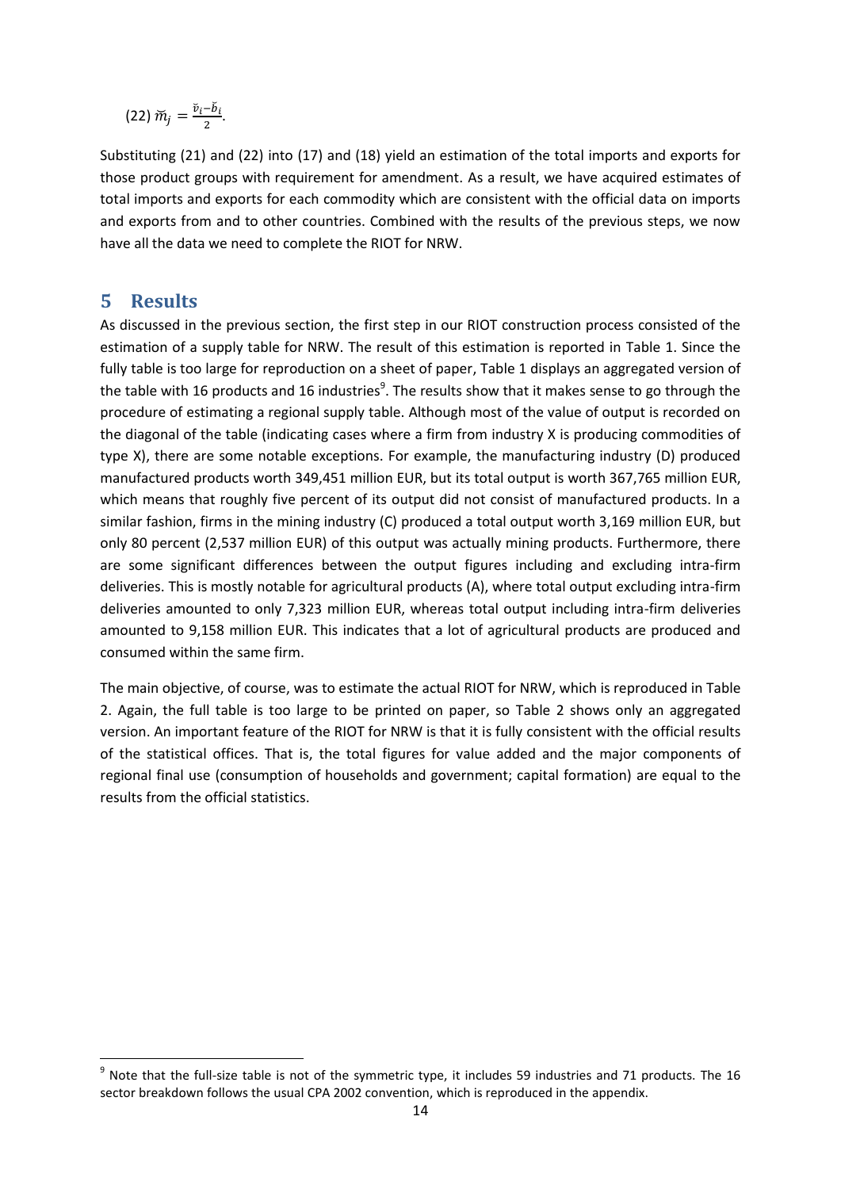(22) $\breve{m}_j = \frac{\breve{v}_i - \breve{b}_i}{2}$.

Substituting (21) and (22) into (17) and (18) yield an estimation of the total imports and exports for those product groups with requirement for amendment. As a result, we have acquired estimates of total imports and exports for each commodity which are consistent with the official data on imports and exports from and to other countries. Combined with the results of the previous steps, we now have all the data we need to complete the RIOT for NRW.

# 5 Results

As discussed in the previous section, the first step in our RIOT construction process consisted of the estimation of a supply table for NRW. The result of this estimation is reported in Table 1. Since the fully table is too large for reproduction on a sheet of paper, Table 1 displays an aggregated version of the table with 16 products and 16 industries[9]. The results show that it makes sense to go through the procedure of estimating a regional supply table. Although most of the value of output is recorded on the diagonal of the table (indicating cases where a firm from industry X is producing commodities of type X), there are some notable exceptions. For example, the manufacturing industry (D) produced manufactured products worth 349,451 million EUR, but its total output is worth 367,765 million EUR, which means that roughly five percent of its output did not consist of manufactured products. In a similar fashion, firms in the mining industry (C) produced a total output worth 3,169 million EUR, but only 80 percent (2,537 million EUR) of this output was actually mining products. Furthermore, there are some significant differences between the output figures including and excluding intra-firm deliveries. This is mostly notable for agricultural products (A), where total output excluding intra-firm deliveries amounted to only 7,323 million EUR, whereas total output including intra-firm deliveries amounted to 9,158 million EUR. This indicates that a lot of agricultural products are produced and consumed within the same firm.

The main objective, of course, was to estimate the actual RIOT for NRW, which is reproduced in Table 2. Again, the full table is too large to be printed on paper, so Table 2 shows only an aggregated version. An important feature of the RIOT for NRW is that it is fully consistent with the official results of the statistical offices. That is, the total figures for value added and the major components of regional final use (consumption of households and government; capital formation) are equal to the results from the official statistics.

[9] Note that the full-size table is not of the symmetric type, it includes 59 industries and 71 products. The 16 sector breakdown follows the usual CPA 2002 convention, which is reproduced in the appendix.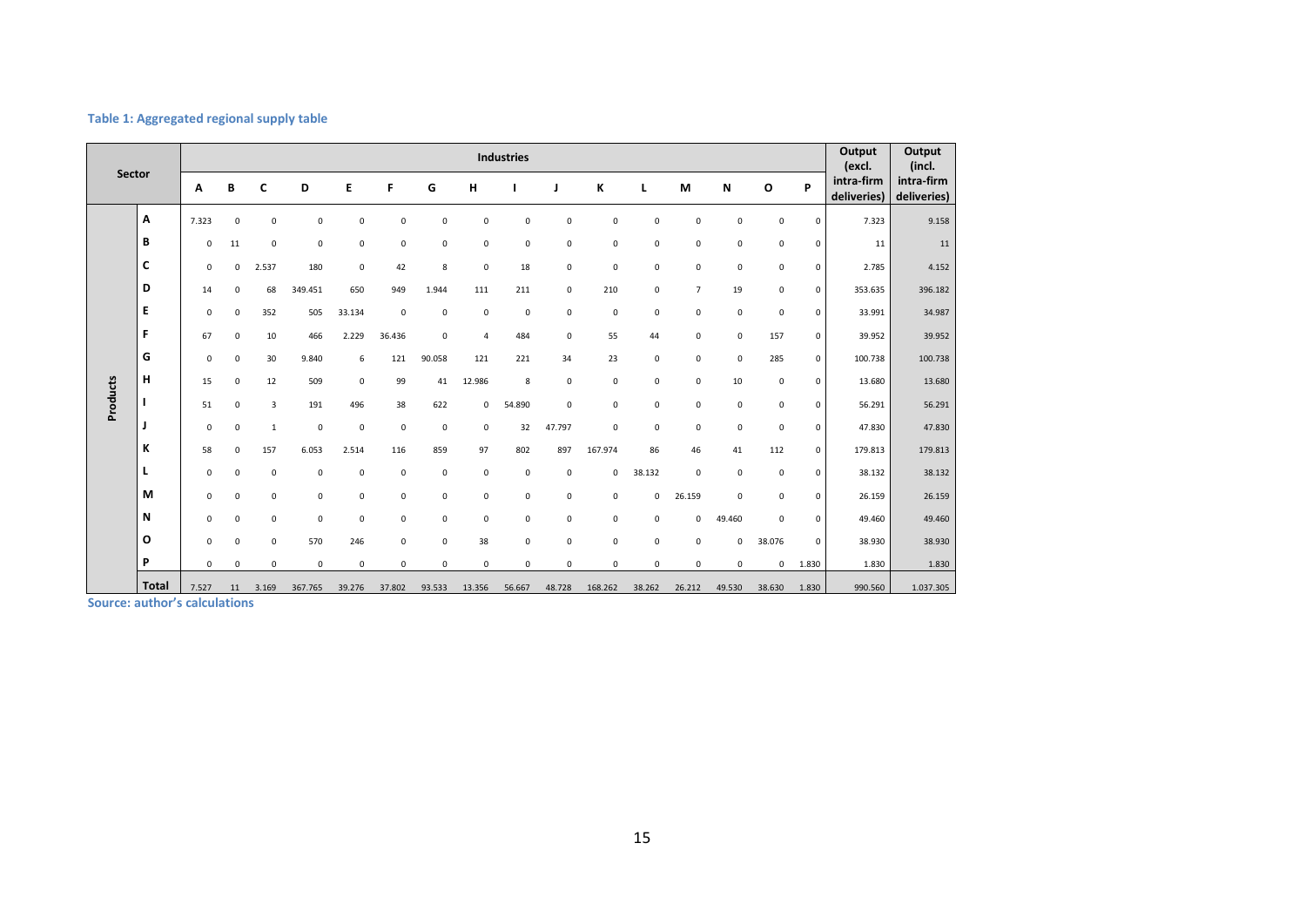**Table 1: Aggregated regional supply table**

| Sector | | Industries | | | | | | | | | | | | | | | | Output (excl. intra-firm deliveries) | Output (incl. intra-firm deliveries) |
|---|---|---|---|---|---|---|---|---|---|---|---|---|---|---|---|---|---|---|---|
| | | A | B | C | D | E | F | G | H | I | J | K | L | M | N | O | P | | |
| Products | A | 7.323 | 0 | 0 | 0 | 0 | 0 | 0 | 0 | 0 | 0 | 0 | 0 | 0 | 0 | 0 | 0 | 7.323 | 9.158 |
| | B | 0 | 11 | 0 | 0 | 0 | 0 | 0 | 0 | 0 | 0 | 0 | 0 | 0 | 0 | 0 | 0 | 11 | 11 |
| | C | 0 | 0 | 2.537 | 180 | 0 | 42 | 8 | 0 | 18 | 0 | 0 | 0 | 0 | 0 | 0 | 0 | 2.785 | 4.152 |
| | D | 14 | 0 | 68 | 349.451 | 650 | 949 | 1.944 | 111 | 211 | 0 | 210 | 0 | 7 | 19 | 0 | 0 | 353.635 | 396.182 |
| | E | 0 | 0 | 352 | 505 | 33.134 | 0 | 0 | 0 | 0 | 0 | 0 | 0 | 0 | 0 | 0 | 0 | 33.991 | 34.987 |
| | F | 67 | 0 | 10 | 466 | 2.229 | 36.436 | 0 | 4 | 484 | 0 | 55 | 44 | 0 | 0 | 157 | 0 | 39.952 | 39.952 |
| | G | 0 | 0 | 30 | 9.840 | 6 | 121 | 90.058 | 121 | 221 | 34 | 23 | 0 | 0 | 0 | 285 | 0 | 100.738 | 100.738 |
| | H | 15 | 0 | 12 | 509 | 0 | 99 | 41 | 12.986 | 8 | 0 | 0 | 0 | 0 | 10 | 0 | 0 | 13.680 | 13.680 |
| | I | 51 | 0 | 3 | 191 | 496 | 38 | 622 | 0 | 54.890 | 0 | 0 | 0 | 0 | 0 | 0 | 0 | 56.291 | 56.291 |
| | J | 0 | 0 | 1 | 0 | 0 | 0 | 0 | 0 | 32 | 47.797 | 0 | 0 | 0 | 0 | 0 | 0 | 47.830 | 47.830 |
| | K | 58 | 0 | 157 | 6.053 | 2.514 | 116 | 859 | 97 | 802 | 897 | 167.974 | 86 | 46 | 41 | 112 | 0 | 179.813 | 179.813 |
| | L | 0 | 0 | 0 | 0 | 0 | 0 | 0 | 0 | 0 | 0 | 0 | 38.132 | 0 | 0 | 0 | 0 | 38.132 | 38.132 |
| | M | 0 | 0 | 0 | 0 | 0 | 0 | 0 | 0 | 0 | 0 | 0 | 0 | 26.159 | 0 | 0 | 0 | 26.159 | 26.159 |
| | N | 0 | 0 | 0 | 0 | 0 | 0 | 0 | 0 | 0 | 0 | 0 | 0 | 0 | 49.460 | 0 | 0 | 49.460 | 49.460 |
| | O | 0 | 0 | 0 | 570 | 246 | 0 | 0 | 38 | 0 | 0 | 0 | 0 | 0 | 0 | 38.076 | 0 | 38.930 | 38.930 |
| | P | 0 | 0 | 0 | 0 | 0 | 0 | 0 | 0 | 0 | 0 | 0 | 0 | 0 | 0 | 0 | 1.830 | 1.830 | 1.830 |
| | Total | 7.527 | 11 | 3.169 | 367.765 | 39.276 | 37.802 | 93.533 | 13.356 | 56.667 | 48.728 | 168.262 | 38.262 | 26.212 | 49.530 | 38.630 | 1.830 | 990.560 | 1.037.305 |

**Source: author's calculations**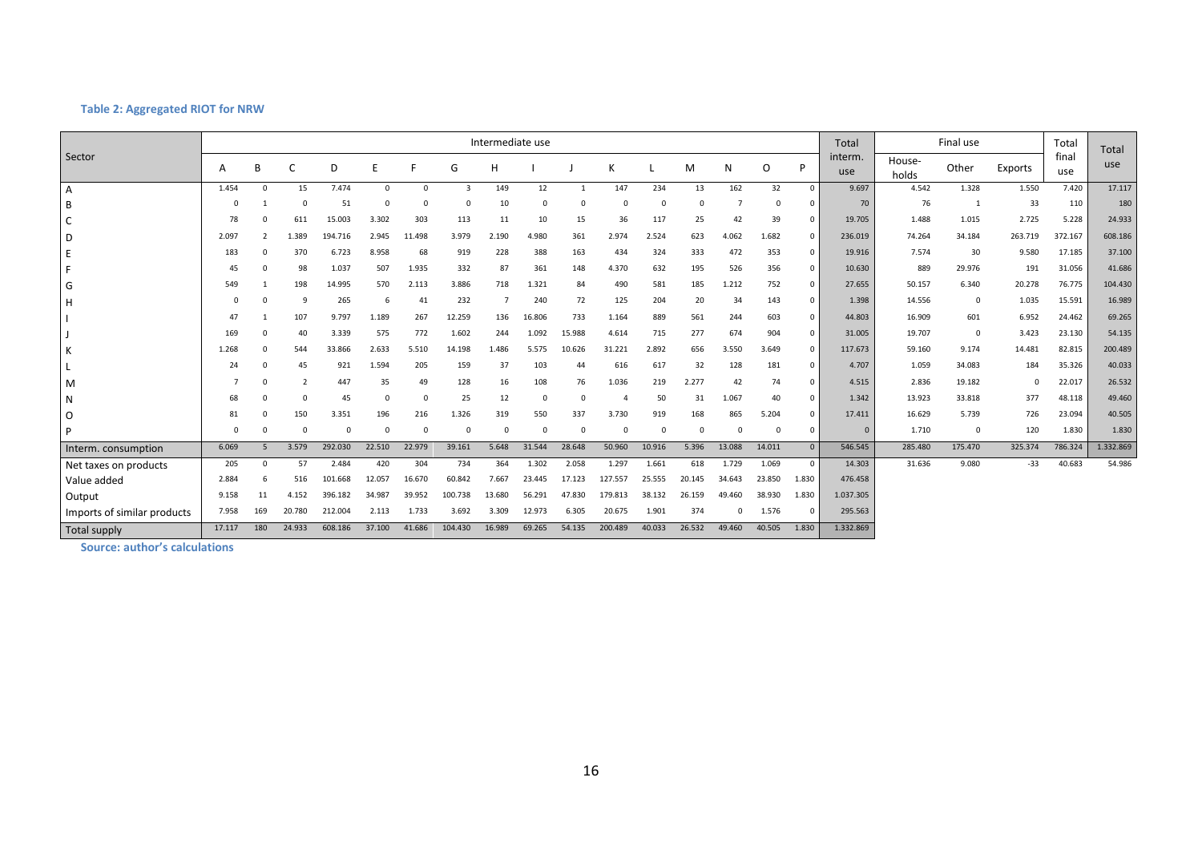**Table 2: Aggregated RIOT for NRW**

| Sector | Intermediate use | | | | | | | | | | | | | | | | Total interm. use | Final use | | | Total final use | Total use |
|---|---|---|---|---|---|---|---|---|---|---|---|---|---|---|---|---|---|---|---|---|---|---|
| | A | B | C | D | E | F | G | H | I | J | K | L | M | N | O | P | | House-holds | Other | Exports | | |
| A | 1.454 | 0 | 15 | 7.474 | 0 | 0 | 3 | 149 | 12 | 1 | 147 | 234 | 13 | 162 | 32 | 0 | 9.697 | 4.542 | 1.328 | 1.550 | 7.420 | 17.117 |
| B | 0 | 1 | 0 | 51 | 0 | 0 | 0 | 10 | 0 | 0 | 0 | 0 | 0 | 7 | 0 | 0 | 70 | 76 | 1 | 33 | 110 | 180 |
| C | 78 | 0 | 611 | 15.003 | 3.302 | 303 | 113 | 11 | 10 | 15 | 36 | 117 | 25 | 42 | 39 | 0 | 19.705 | 1.488 | 1.015 | 2.725 | 5.228 | 24.933 |
| D | 2.097 | 2 | 1.389 | 194.716 | 2.945 | 11.498 | 3.979 | 2.190 | 4.980 | 361 | 2.974 | 2.524 | 623 | 4.062 | 1.682 | 0 | 236.019 | 74.264 | 34.184 | 263.719 | 372.167 | 608.186 |
| E | 183 | 0 | 370 | 6.723 | 8.958 | 68 | 919 | 228 | 388 | 163 | 434 | 324 | 333 | 472 | 353 | 0 | 19.916 | 7.574 | 30 | 9.580 | 17.185 | 37.100 |
| F | 45 | 0 | 98 | 1.037 | 507 | 1.935 | 332 | 87 | 361 | 148 | 4.370 | 632 | 195 | 526 | 356 | 0 | 10.630 | 889 | 29.976 | 191 | 31.056 | 41.686 |
| G | 549 | 1 | 198 | 14.995 | 570 | 2.113 | 3.886 | 718 | 1.321 | 84 | 490 | 581 | 185 | 1.212 | 752 | 0 | 27.655 | 50.157 | 6.340 | 20.278 | 76.775 | 104.430 |
| H | 0 | 0 | 9 | 265 | 6 | 41 | 232 | 7 | 240 | 72 | 125 | 204 | 20 | 34 | 143 | 0 | 1.398 | 14.556 | 0 | 1.035 | 15.591 | 16.989 |
| I | 47 | 1 | 107 | 9.797 | 1.189 | 267 | 12.259 | 136 | 16.806 | 733 | 1.164 | 889 | 561 | 244 | 603 | 0 | 44.803 | 16.909 | 601 | 6.952 | 24.462 | 69.265 |
| J | 169 | 0 | 40 | 3.339 | 575 | 772 | 1.602 | 244 | 1.092 | 15.988 | 4.614 | 715 | 277 | 674 | 904 | 0 | 31.005 | 19.707 | 0 | 3.423 | 23.130 | 54.135 |
| K | 1.268 | 0 | 544 | 33.866 | 2.633 | 5.510 | 14.198 | 1.486 | 5.575 | 10.626 | 31.221 | 2.892 | 656 | 3.550 | 3.649 | 0 | 117.673 | 59.160 | 9.174 | 14.481 | 82.815 | 200.489 |
| L | 24 | 0 | 45 | 921 | 1.594 | 205 | 159 | 37 | 103 | 44 | 616 | 617 | 32 | 128 | 181 | 0 | 4.707 | 1.059 | 34.083 | 184 | 35.326 | 40.033 |
| M | 7 | 0 | 2 | 447 | 35 | 49 | 128 | 16 | 108 | 76 | 1.036 | 219 | 2.277 | 42 | 74 | 0 | 4.515 | 2.836 | 19.182 | 0 | 22.017 | 26.532 |
| N | 68 | 0 | 0 | 45 | 0 | 0 | 25 | 12 | 0 | 0 | 4 | 50 | 31 | 1.067 | 40 | 0 | 1.342 | 13.923 | 33.818 | 377 | 48.118 | 49.460 |
| O | 81 | 0 | 150 | 3.351 | 196 | 216 | 1.326 | 319 | 550 | 337 | 3.730 | 919 | 168 | 865 | 5.204 | 0 | 17.411 | 16.629 | 5.739 | 726 | 23.094 | 40.505 |
| P | 0 | 0 | 0 | 0 | 0 | 0 | 0 | 0 | 0 | 0 | 0 | 0 | 0 | 0 | 0 | 0 | 0 | 1.710 | 0 | 120 | 1.830 | 1.830 |
| Interm. consumption | 6.069 | 5 | 3.579 | 292.030 | 22.510 | 22.979 | 39.161 | 5.648 | 31.544 | 28.648 | 50.960 | 10.916 | 5.396 | 13.088 | 14.011 | 0 | 546.545 | 285.480 | 175.470 | 325.374 | 786.324 | 1.332.869 |
| Net taxes on products | 205 | 0 | 57 | 2.484 | 420 | 304 | 734 | 364 | 1.302 | 2.058 | 1.297 | 1.661 | 618 | 1.729 | 1.069 | 0 | 14.303 | 31.636 | 9.080 | -33 | 40.683 | 54.986 |
| Value added | 2.884 | 6 | 516 | 101.668 | 12.057 | 16.670 | 60.842 | 7.667 | 23.445 | 17.123 | 127.557 | 25.555 | 20.145 | 34.643 | 23.850 | 1.830 | 476.458 | | | | | |
| Output | 9.158 | 11 | 4.152 | 396.182 | 34.987 | 39.952 | 100.738 | 13.680 | 56.291 | 47.830 | 179.813 | 38.132 | 26.159 | 49.460 | 38.930 | 1.830 | 1.037.305 | | | | | |
| Imports of similar products | 7.958 | 169 | 20.780 | 212.004 | 2.113 | 1.733 | 3.692 | 3.309 | 12.973 | 6.305 | 20.675 | 1.901 | 374 | 0 | 1.576 | 0 | 295.563 | | | | | |
| Total supply | 17.117 | 180 | 24.933 | 608.186 | 37.100 | 41.686 | 104.430 | 16.989 | 69.265 | 54.135 | 200.489 | 40.033 | 26.532 | 49.460 | 40.505 | 1.830 | 1.332.869 | | | | | |

**Source: author's calculations**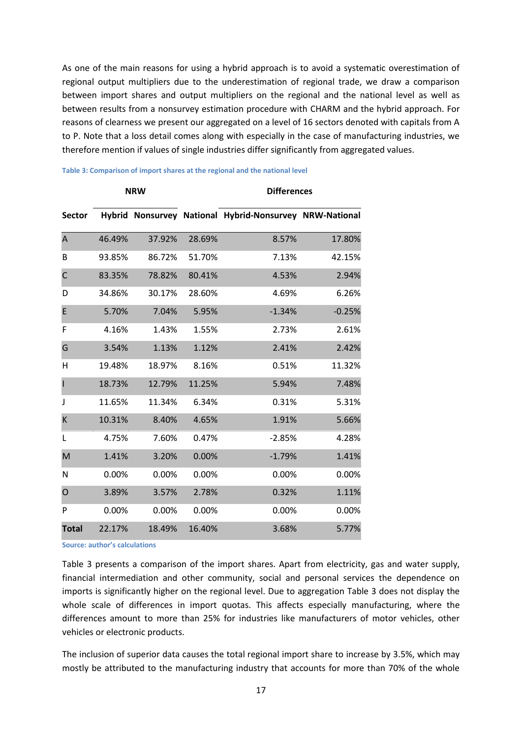As one of the main reasons for using a hybrid approach is to avoid a systematic overestimation of regional output multipliers due to the underestimation of regional trade, we draw a comparison between import shares and output multipliers on the regional and the national level as well as between results from a nonsurvey estimation procedure with CHARM and the hybrid approach. For reasons of clearness we present our aggregated on a level of 16 sectors denoted with capitals from A to P. Note that a loss detail comes along with especially in the case of manufacturing industries, we therefore mention if values of single industries differ significantly from aggregated values.

**Table 3: Comparison of import shares at the regional and the national level**

| | NRW | | | Differences | |
|---|---|---|---|---|---|
| **Sector** | **Hybrid** | **Nonsurvey** | **National** | **Hybrid-Nonsurvey** | **NRW-National** |
| A | 46.49% | 37.92% | 28.69% | 8.57% | 17.80% |
| B | 93.85% | 86.72% | 51.70% | 7.13% | 42.15% |
| C | 83.35% | 78.82% | 80.41% | 4.53% | 2.94% |
| D | 34.86% | 30.17% | 28.60% | 4.69% | 6.26% |
| E | 5.70% | 7.04% | 5.95% | -1.34% | -0.25% |
| F | 4.16% | 1.43% | 1.55% | 2.73% | 2.61% |
| G | 3.54% | 1.13% | 1.12% | 2.41% | 2.42% |
| H | 19.48% | 18.97% | 8.16% | 0.51% | 11.32% |
| I | 18.73% | 12.79% | 11.25% | 5.94% | 7.48% |
| J | 11.65% | 11.34% | 6.34% | 0.31% | 5.31% |
| K | 10.31% | 8.40% | 4.65% | 1.91% | 5.66% |
| L | 4.75% | 7.60% | 0.47% | -2.85% | 4.28% |
| M | 1.41% | 3.20% | 0.00% | -1.79% | 1.41% |
| N | 0.00% | 0.00% | 0.00% | 0.00% | 0.00% |
| O | 3.89% | 3.57% | 2.78% | 0.32% | 1.11% |
| P | 0.00% | 0.00% | 0.00% | 0.00% | 0.00% |
| **Total** | 22.17% | 18.49% | 16.40% | 3.68% | 5.77% |

Source: author's calculations

Table 3 presents a comparison of the import shares. Apart from electricity, gas and water supply, financial intermediation and other community, social and personal services the dependence on imports is significantly higher on the regional level. Due to aggregation Table 3 does not display the whole scale of differences in import quotas. This affects especially manufacturing, where the differences amount to more than 25% for industries like manufacturers of motor vehicles, other vehicles or electronic products.

The inclusion of superior data causes the total regional import share to increase by 3.5%, which may mostly be attributed to the manufacturing industry that accounts for more than 70% of the whole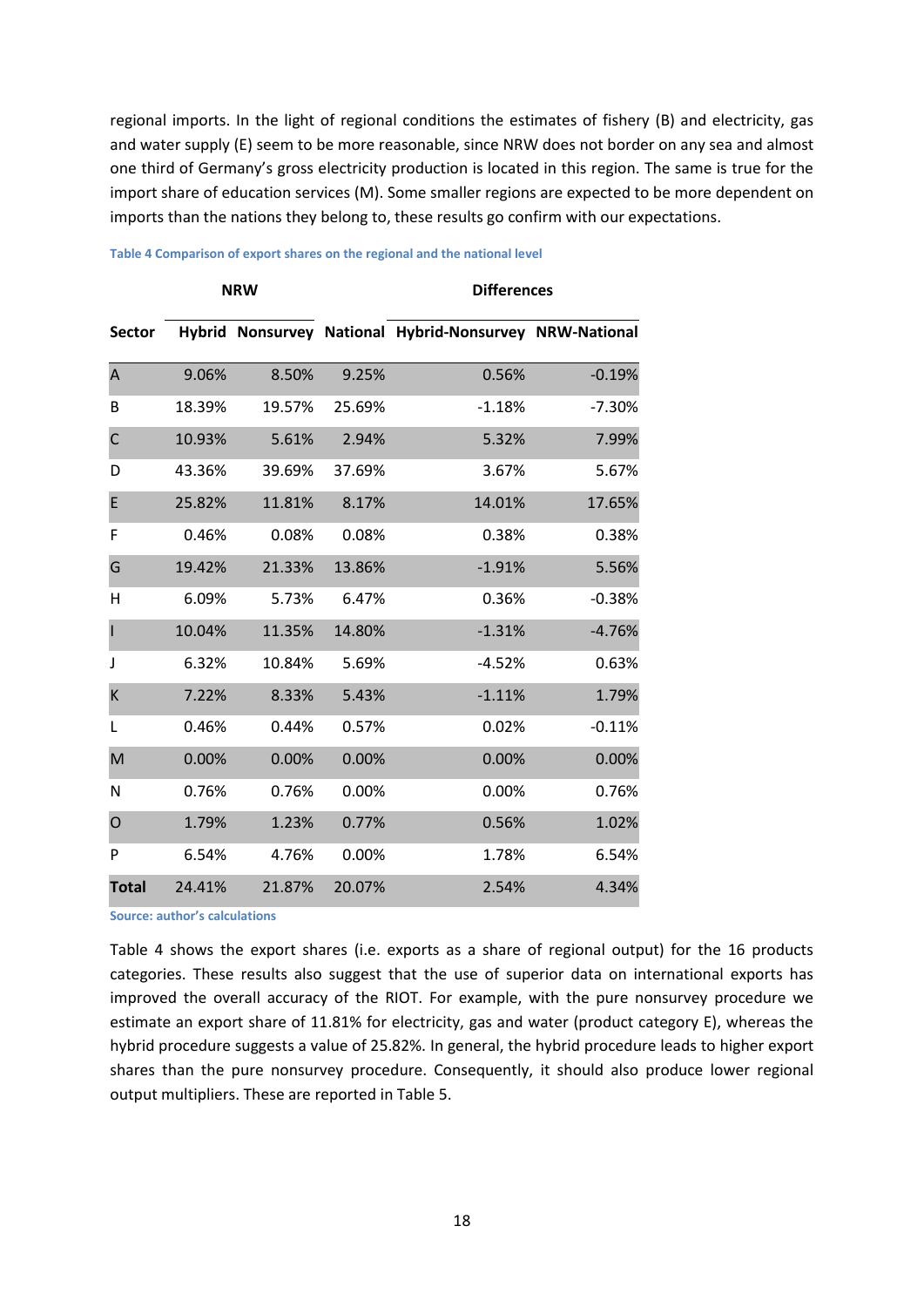regional imports. In the light of regional conditions the estimates of fishery (B) and electricity, gas and water supply (E) seem to be more reasonable, since NRW does not border on any sea and almost one third of Germany's gross electricity production is located in this region. The same is true for the import share of education services (M). Some smaller regions are expected to be more dependent on imports than the nations they belong to, these results go confirm with our expectations.

**Table 4 Comparison of export shares on the regional and the national level**

| | NRW | | | Differences | |
|---|---|---|---|---|---|
| **Sector** | **Hybrid** | **Nonsurvey** | **National** | **Hybrid-Nonsurvey** | **NRW-National** |
| A | 9.06% | 8.50% | 9.25% | 0.56% | -0.19% |
| B | 18.39% | 19.57% | 25.69% | -1.18% | -7.30% |
| C | 10.93% | 5.61% | 2.94% | 5.32% | 7.99% |
| D | 43.36% | 39.69% | 37.69% | 3.67% | 5.67% |
| E | 25.82% | 11.81% | 8.17% | 14.01% | 17.65% |
| F | 0.46% | 0.08% | 0.08% | 0.38% | 0.38% |
| G | 19.42% | 21.33% | 13.86% | -1.91% | 5.56% |
| H | 6.09% | 5.73% | 6.47% | 0.36% | -0.38% |
| I | 10.04% | 11.35% | 14.80% | -1.31% | -4.76% |
| J | 6.32% | 10.84% | 5.69% | -4.52% | 0.63% |
| K | 7.22% | 8.33% | 5.43% | -1.11% | 1.79% |
| L | 0.46% | 0.44% | 0.57% | 0.02% | -0.11% |
| M | 0.00% | 0.00% | 0.00% | 0.00% | 0.00% |
| N | 0.76% | 0.76% | 0.00% | 0.00% | 0.76% |
| O | 1.79% | 1.23% | 0.77% | 0.56% | 1.02% |
| P | 6.54% | 4.76% | 0.00% | 1.78% | 6.54% |
| **Total** | 24.41% | 21.87% | 20.07% | 2.54% | 4.34% |

**Source: author's calculations**

Table 4 shows the export shares (i.e. exports as a share of regional output) for the 16 products categories. These results also suggest that the use of superior data on international exports has improved the overall accuracy of the RIOT. For example, with the pure nonsurvey procedure we estimate an export share of 11.81% for electricity, gas and water (product category E), whereas the hybrid procedure suggests a value of 25.82%. In general, the hybrid procedure leads to higher export shares than the pure nonsurvey procedure. Consequently, it should also produce lower regional output multipliers. These are reported in Table 5.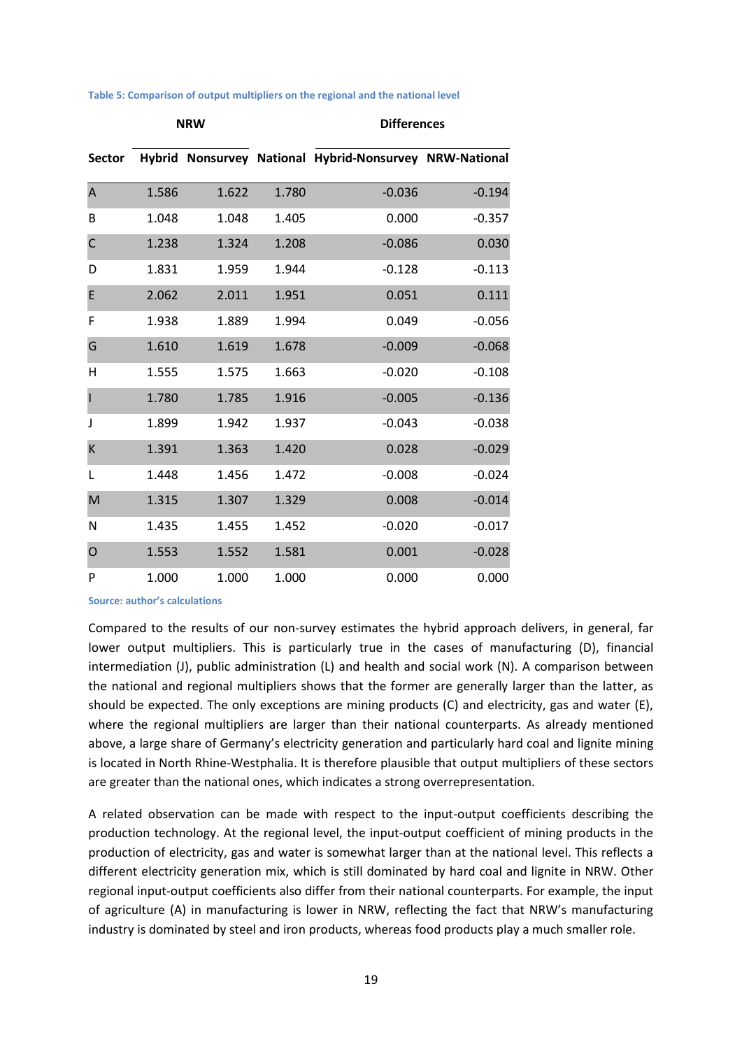**Table 5: Comparison of output multipliers on the regional and the national level**

| | NRW | | | Differences | |
|---|---|---|---|---|---|
| **Sector** | **Hybrid** | **Nonsurvey** | **National** | **Hybrid-Nonsurvey** | **NRW-National** |
| A | 1.586 | 1.622 | 1.780 | -0.036 | -0.194 |
| B | 1.048 | 1.048 | 1.405 | 0.000 | -0.357 |
| C | 1.238 | 1.324 | 1.208 | -0.086 | 0.030 |
| D | 1.831 | 1.959 | 1.944 | -0.128 | -0.113 |
| E | 2.062 | 2.011 | 1.951 | 0.051 | 0.111 |
| F | 1.938 | 1.889 | 1.994 | 0.049 | -0.056 |
| G | 1.610 | 1.619 | 1.678 | -0.009 | -0.068 |
| H | 1.555 | 1.575 | 1.663 | -0.020 | -0.108 |
| I | 1.780 | 1.785 | 1.916 | -0.005 | -0.136 |
| J | 1.899 | 1.942 | 1.937 | -0.043 | -0.038 |
| K | 1.391 | 1.363 | 1.420 | 0.028 | -0.029 |
| L | 1.448 | 1.456 | 1.472 | -0.008 | -0.024 |
| M | 1.315 | 1.307 | 1.329 | 0.008 | -0.014 |
| N | 1.435 | 1.455 | 1.452 | -0.020 | -0.017 |
| O | 1.553 | 1.552 | 1.581 | 0.001 | -0.028 |
| P | 1.000 | 1.000 | 1.000 | 0.000 | 0.000 |

Source: author's calculations

Compared to the results of our non-survey estimates the hybrid approach delivers, in general, far lower output multipliers. This is particularly true in the cases of manufacturing (D), financial intermediation (J), public administration (L) and health and social work (N). A comparison between the national and regional multipliers shows that the former are generally larger than the latter, as should be expected. The only exceptions are mining products (C) and electricity, gas and water (E), where the regional multipliers are larger than their national counterparts. As already mentioned above, a large share of Germany's electricity generation and particularly hard coal and lignite mining is located in North Rhine-Westphalia. It is therefore plausible that output multipliers of these sectors are greater than the national ones, which indicates a strong overrepresentation.

A related observation can be made with respect to the input-output coefficients describing the production technology. At the regional level, the input-output coefficient of mining products in the production of electricity, gas and water is somewhat larger than at the national level. This reflects a different electricity generation mix, which is still dominated by hard coal and lignite in NRW. Other regional input-output coefficients also differ from their national counterparts. For example, the input of agriculture (A) in manufacturing is lower in NRW, reflecting the fact that NRW's manufacturing industry is dominated by steel and iron products, whereas food products play a much smaller role.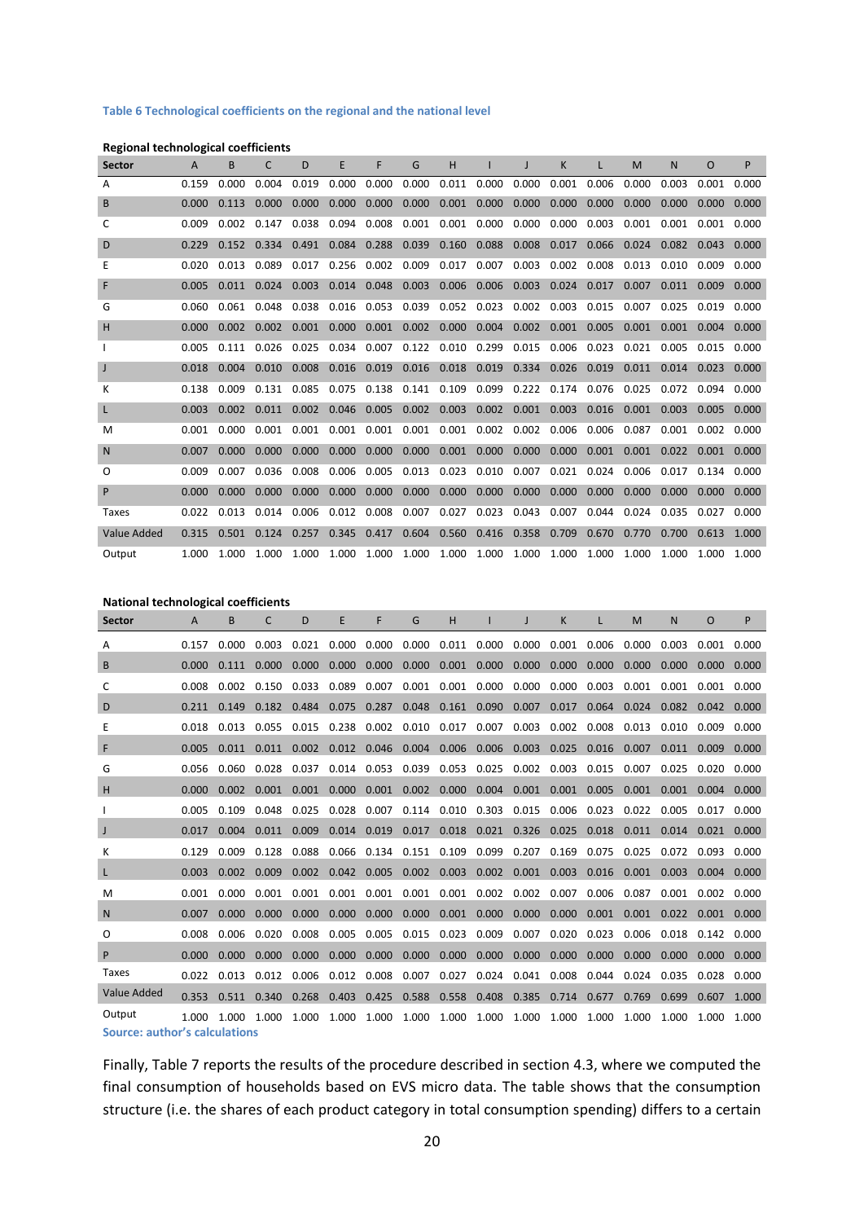**Table 6 Technological coefficients on the regional and the national level**

**Regional technological coefficients**

| Sector | A | B | C | D | E | F | G | H | I | J | K | L | M | N | O | P |
|---|---|---|---|---|---|---|---|---|---|---|---|---|---|---|---|---|
| A | 0.159 | 0.000 | 0.004 | 0.019 | 0.000 | 0.000 | 0.000 | 0.011 | 0.000 | 0.000 | 0.001 | 0.006 | 0.000 | 0.003 | 0.001 | 0.000 |
| B | 0.000 | 0.113 | 0.000 | 0.000 | 0.000 | 0.000 | 0.000 | 0.001 | 0.000 | 0.000 | 0.000 | 0.000 | 0.000 | 0.000 | 0.000 | 0.000 |
| C | 0.009 | 0.002 | 0.147 | 0.038 | 0.094 | 0.008 | 0.001 | 0.001 | 0.000 | 0.000 | 0.000 | 0.003 | 0.001 | 0.001 | 0.001 | 0.000 |
| D | 0.229 | 0.152 | 0.334 | 0.491 | 0.084 | 0.288 | 0.039 | 0.160 | 0.088 | 0.008 | 0.017 | 0.066 | 0.024 | 0.082 | 0.043 | 0.000 |
| E | 0.020 | 0.013 | 0.089 | 0.017 | 0.256 | 0.002 | 0.009 | 0.017 | 0.007 | 0.003 | 0.002 | 0.008 | 0.013 | 0.010 | 0.009 | 0.000 |
| F | 0.005 | 0.011 | 0.024 | 0.003 | 0.014 | 0.048 | 0.003 | 0.006 | 0.006 | 0.003 | 0.024 | 0.017 | 0.007 | 0.011 | 0.009 | 0.000 |
| G | 0.060 | 0.061 | 0.048 | 0.038 | 0.016 | 0.053 | 0.039 | 0.052 | 0.023 | 0.002 | 0.003 | 0.015 | 0.007 | 0.025 | 0.019 | 0.000 |
| H | 0.000 | 0.002 | 0.002 | 0.001 | 0.000 | 0.001 | 0.002 | 0.000 | 0.004 | 0.002 | 0.001 | 0.005 | 0.001 | 0.001 | 0.004 | 0.000 |
| I | 0.005 | 0.111 | 0.026 | 0.025 | 0.034 | 0.007 | 0.122 | 0.010 | 0.299 | 0.015 | 0.006 | 0.023 | 0.021 | 0.005 | 0.015 | 0.000 |
| J | 0.018 | 0.004 | 0.010 | 0.008 | 0.016 | 0.019 | 0.016 | 0.018 | 0.019 | 0.334 | 0.026 | 0.019 | 0.011 | 0.014 | 0.023 | 0.000 |
| K | 0.138 | 0.009 | 0.131 | 0.085 | 0.075 | 0.138 | 0.141 | 0.109 | 0.099 | 0.222 | 0.174 | 0.076 | 0.025 | 0.072 | 0.094 | 0.000 |
| L | 0.003 | 0.002 | 0.011 | 0.002 | 0.046 | 0.005 | 0.002 | 0.003 | 0.002 | 0.001 | 0.003 | 0.016 | 0.001 | 0.003 | 0.005 | 0.000 |
| M | 0.001 | 0.000 | 0.001 | 0.001 | 0.001 | 0.001 | 0.001 | 0.001 | 0.002 | 0.002 | 0.006 | 0.006 | 0.087 | 0.001 | 0.002 | 0.000 |
| N | 0.007 | 0.000 | 0.000 | 0.000 | 0.000 | 0.000 | 0.000 | 0.001 | 0.000 | 0.000 | 0.000 | 0.001 | 0.001 | 0.022 | 0.001 | 0.000 |
| O | 0.009 | 0.007 | 0.036 | 0.008 | 0.006 | 0.005 | 0.013 | 0.023 | 0.010 | 0.007 | 0.021 | 0.024 | 0.006 | 0.017 | 0.134 | 0.000 |
| P | 0.000 | 0.000 | 0.000 | 0.000 | 0.000 | 0.000 | 0.000 | 0.000 | 0.000 | 0.000 | 0.000 | 0.000 | 0.000 | 0.000 | 0.000 | 0.000 |
| Taxes | 0.022 | 0.013 | 0.014 | 0.006 | 0.012 | 0.008 | 0.007 | 0.027 | 0.023 | 0.043 | 0.007 | 0.044 | 0.024 | 0.035 | 0.027 | 0.000 |
| Value Added | 0.315 | 0.501 | 0.124 | 0.257 | 0.345 | 0.417 | 0.604 | 0.560 | 0.416 | 0.358 | 0.709 | 0.670 | 0.770 | 0.700 | 0.613 | 1.000 |
| Output | 1.000 | 1.000 | 1.000 | 1.000 | 1.000 | 1.000 | 1.000 | 1.000 | 1.000 | 1.000 | 1.000 | 1.000 | 1.000 | 1.000 | 1.000 | 1.000 |

**National technological coefficients**

| Sector | A | B | C | D | E | F | G | H | I | J | K | L | M | N | O | P |
|---|---|---|---|---|---|---|---|---|---|---|---|---|---|---|---|---|
| A | 0.157 | 0.000 | 0.003 | 0.021 | 0.000 | 0.000 | 0.000 | 0.011 | 0.000 | 0.000 | 0.001 | 0.006 | 0.000 | 0.003 | 0.001 | 0.000 |
| B | 0.000 | 0.111 | 0.000 | 0.000 | 0.000 | 0.000 | 0.000 | 0.001 | 0.000 | 0.000 | 0.000 | 0.000 | 0.000 | 0.000 | 0.000 | 0.000 |
| C | 0.008 | 0.002 | 0.150 | 0.033 | 0.089 | 0.007 | 0.001 | 0.001 | 0.000 | 0.000 | 0.000 | 0.003 | 0.001 | 0.001 | 0.001 | 0.000 |
| D | 0.211 | 0.149 | 0.182 | 0.484 | 0.075 | 0.287 | 0.048 | 0.161 | 0.090 | 0.007 | 0.017 | 0.064 | 0.024 | 0.082 | 0.042 | 0.000 |
| E | 0.018 | 0.013 | 0.055 | 0.015 | 0.238 | 0.002 | 0.010 | 0.017 | 0.007 | 0.003 | 0.002 | 0.008 | 0.013 | 0.010 | 0.009 | 0.000 |
| F | 0.005 | 0.011 | 0.011 | 0.002 | 0.012 | 0.046 | 0.004 | 0.006 | 0.006 | 0.003 | 0.025 | 0.016 | 0.007 | 0.011 | 0.009 | 0.000 |
| G | 0.056 | 0.060 | 0.028 | 0.037 | 0.014 | 0.053 | 0.039 | 0.053 | 0.025 | 0.002 | 0.003 | 0.015 | 0.007 | 0.025 | 0.020 | 0.000 |
| H | 0.000 | 0.002 | 0.001 | 0.001 | 0.000 | 0.001 | 0.002 | 0.000 | 0.004 | 0.001 | 0.001 | 0.005 | 0.001 | 0.001 | 0.004 | 0.000 |
| I | 0.005 | 0.109 | 0.048 | 0.025 | 0.028 | 0.007 | 0.114 | 0.010 | 0.303 | 0.015 | 0.006 | 0.023 | 0.022 | 0.005 | 0.017 | 0.000 |
| J | 0.017 | 0.004 | 0.011 | 0.009 | 0.014 | 0.019 | 0.017 | 0.018 | 0.021 | 0.326 | 0.025 | 0.018 | 0.011 | 0.014 | 0.021 | 0.000 |
| K | 0.129 | 0.009 | 0.128 | 0.088 | 0.066 | 0.134 | 0.151 | 0.109 | 0.099 | 0.207 | 0.169 | 0.075 | 0.025 | 0.072 | 0.093 | 0.000 |
| L | 0.003 | 0.002 | 0.009 | 0.002 | 0.042 | 0.005 | 0.002 | 0.003 | 0.002 | 0.001 | 0.003 | 0.016 | 0.001 | 0.003 | 0.004 | 0.000 |
| M | 0.001 | 0.000 | 0.001 | 0.001 | 0.001 | 0.001 | 0.001 | 0.001 | 0.002 | 0.002 | 0.007 | 0.006 | 0.087 | 0.001 | 0.002 | 0.000 |
| N | 0.007 | 0.000 | 0.000 | 0.000 | 0.000 | 0.000 | 0.000 | 0.001 | 0.000 | 0.000 | 0.000 | 0.001 | 0.001 | 0.022 | 0.001 | 0.000 |
| O | 0.008 | 0.006 | 0.020 | 0.008 | 0.005 | 0.005 | 0.015 | 0.023 | 0.009 | 0.007 | 0.020 | 0.023 | 0.006 | 0.018 | 0.142 | 0.000 |
| P | 0.000 | 0.000 | 0.000 | 0.000 | 0.000 | 0.000 | 0.000 | 0.000 | 0.000 | 0.000 | 0.000 | 0.000 | 0.000 | 0.000 | 0.000 | 0.000 |
| Taxes | 0.022 | 0.013 | 0.012 | 0.006 | 0.012 | 0.008 | 0.007 | 0.027 | 0.024 | 0.041 | 0.008 | 0.044 | 0.024 | 0.035 | 0.028 | 0.000 |
| Value Added | 0.353 | 0.511 | 0.340 | 0.268 | 0.403 | 0.425 | 0.588 | 0.558 | 0.408 | 0.385 | 0.714 | 0.677 | 0.769 | 0.699 | 0.607 | 1.000 |
| Output | 1.000 | 1.000 | 1.000 | 1.000 | 1.000 | 1.000 | 1.000 | 1.000 | 1.000 | 1.000 | 1.000 | 1.000 | 1.000 | 1.000 | 1.000 | 1.000 |

Source: author's calculations

Finally, Table 7 reports the results of the procedure described in section 4.3, where we computed the final consumption of households based on EVS micro data. The table shows that the consumption structure (i.e. the shares of each product category in total consumption spending) differs to a certain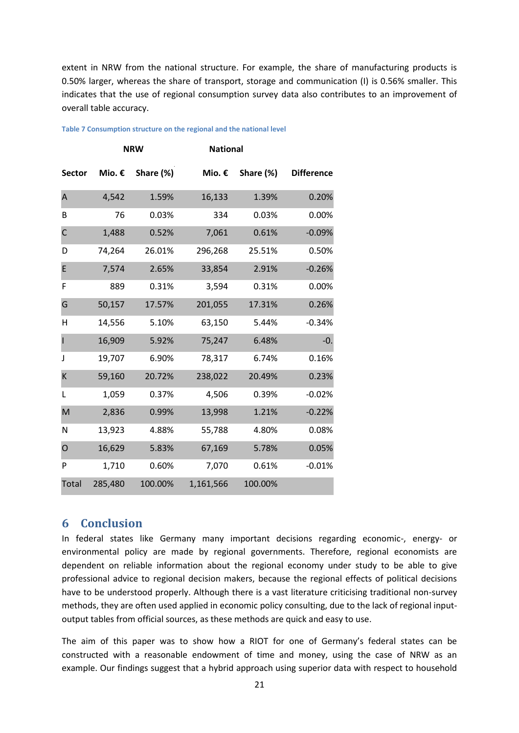extent in NRW from the national structure. For example, the share of manufacturing products is 0.50% larger, whereas the share of transport, storage and communication (I) is 0.56% smaller. This indicates that the use of regional consumption survey data also contributes to an improvement of overall table accuracy.

Table 7 Consumption structure on the regional and the national level

| | NRW | | National | | |
|---|---|---|---|---|---|
| Sector | Mio. € | Share (%) | Mio. € | Share (%) | Difference |
| A | 4,542 | 1.59% | 16,133 | 1.39% | 0.20% |
| B | 76 | 0.03% | 334 | 0.03% | 0.00% |
| C | 1,488 | 0.52% | 7,061 | 0.61% | -0.09% |
| D | 74,264 | 26.01% | 296,268 | 25.51% | 0.50% |
| E | 7,574 | 2.65% | 33,854 | 2.91% | -0.26% |
| F | 889 | 0.31% | 3,594 | 0.31% | 0.00% |
| G | 50,157 | 17.57% | 201,055 | 17.31% | 0.26% |
| H | 14,556 | 5.10% | 63,150 | 5.44% | -0.34% |
| I | 16,909 | 5.92% | 75,247 | 6.48% | -0. |
| J | 19,707 | 6.90% | 78,317 | 6.74% | 0.16% |
| K | 59,160 | 20.72% | 238,022 | 20.49% | 0.23% |
| L | 1,059 | 0.37% | 4,506 | 0.39% | -0.02% |
| M | 2,836 | 0.99% | 13,998 | 1.21% | -0.22% |
| N | 13,923 | 4.88% | 55,788 | 4.80% | 0.08% |
| O | 16,629 | 5.83% | 67,169 | 5.78% | 0.05% |
| P | 1,710 | 0.60% | 7,070 | 0.61% | -0.01% |
| Total | 285,480 | 100.00% | 1,161,566 | 100.00% | |

## 6 Conclusion

In federal states like Germany many important decisions regarding economic-, energy- or environmental policy are made by regional governments. Therefore, regional economists are dependent on reliable information about the regional economy under study to be able to give professional advice to regional decision makers, because the regional effects of political decisions have to be understood properly. Although there is a vast literature criticising traditional non-survey methods, they are often used applied in economic policy consulting, due to the lack of regional input-output tables from official sources, as these methods are quick and easy to use.

The aim of this paper was to show how a RIOT for one of Germany's federal states can be constructed with a reasonable endowment of time and money, using the case of NRW as an example. Our findings suggest that a hybrid approach using superior data with respect to household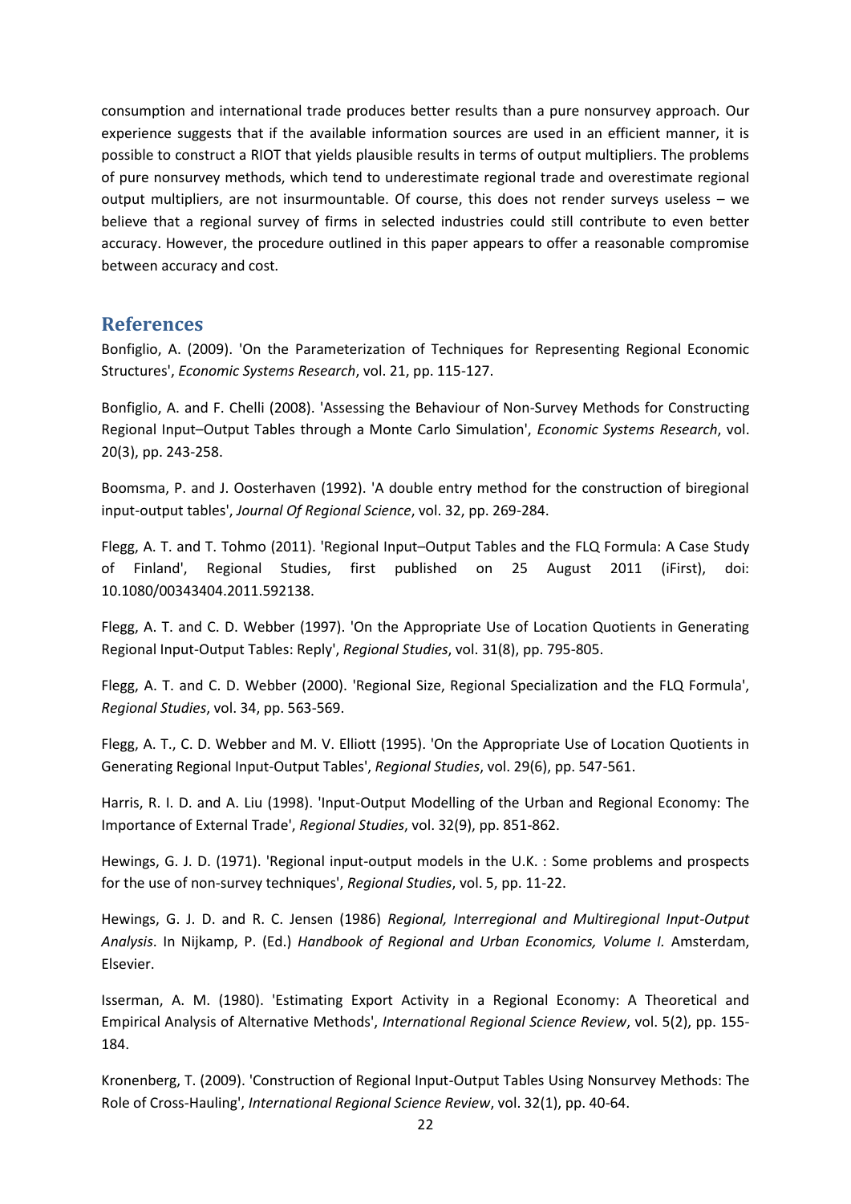consumption and international trade produces better results than a pure nonsurvey approach. Our experience suggests that if the available information sources are used in an efficient manner, it is possible to construct a RIOT that yields plausible results in terms of output multipliers. The problems of pure nonsurvey methods, which tend to underestimate regional trade and overestimate regional output multipliers, are not insurmountable. Of course, this does not render surveys useless – we believe that a regional survey of firms in selected industries could still contribute to even better accuracy. However, the procedure outlined in this paper appears to offer a reasonable compromise between accuracy and cost.

## References

Bonfiglio, A. (2009). 'On the Parameterization of Techniques for Representing Regional Economic Structures', *Economic Systems Research*, vol. 21, pp. 115-127.

Bonfiglio, A. and F. Chelli (2008). 'Assessing the Behaviour of Non-Survey Methods for Constructing Regional Input–Output Tables through a Monte Carlo Simulation', *Economic Systems Research*, vol. 20(3), pp. 243-258.

Boomsma, P. and J. Oosterhaven (1992). 'A double entry method for the construction of biregional input-output tables', *Journal Of Regional Science*, vol. 32, pp. 269-284.

Flegg, A. T. and T. Tohmo (2011). 'Regional Input–Output Tables and the FLQ Formula: A Case Study of Finland', Regional Studies, first published on 25 August 2011 (iFirst), doi: 10.1080/00343404.2011.592138.

Flegg, A. T. and C. D. Webber (1997). 'On the Appropriate Use of Location Quotients in Generating Regional Input-Output Tables: Reply', *Regional Studies*, vol. 31(8), pp. 795-805.

Flegg, A. T. and C. D. Webber (2000). 'Regional Size, Regional Specialization and the FLQ Formula', *Regional Studies*, vol. 34, pp. 563-569.

Flegg, A. T., C. D. Webber and M. V. Elliott (1995). 'On the Appropriate Use of Location Quotients in Generating Regional Input-Output Tables', *Regional Studies*, vol. 29(6), pp. 547-561.

Harris, R. I. D. and A. Liu (1998). 'Input-Output Modelling of the Urban and Regional Economy: The Importance of External Trade', *Regional Studies*, vol. 32(9), pp. 851-862.

Hewings, G. J. D. (1971). 'Regional input-output models in the U.K. : Some problems and prospects for the use of non-survey techniques', *Regional Studies*, vol. 5, pp. 11-22.

Hewings, G. J. D. and R. C. Jensen (1986) *Regional, Interregional and Multiregional Input-Output Analysis*. In Nijkamp, P. (Ed.) *Handbook of Regional and Urban Economics, Volume I.* Amsterdam, Elsevier.

Isserman, A. M. (1980). 'Estimating Export Activity in a Regional Economy: A Theoretical and Empirical Analysis of Alternative Methods', *International Regional Science Review*, vol. 5(2), pp. 155-184.

Kronenberg, T. (2009). 'Construction of Regional Input-Output Tables Using Nonsurvey Methods: The Role of Cross-Hauling', *International Regional Science Review*, vol. 32(1), pp. 40-64.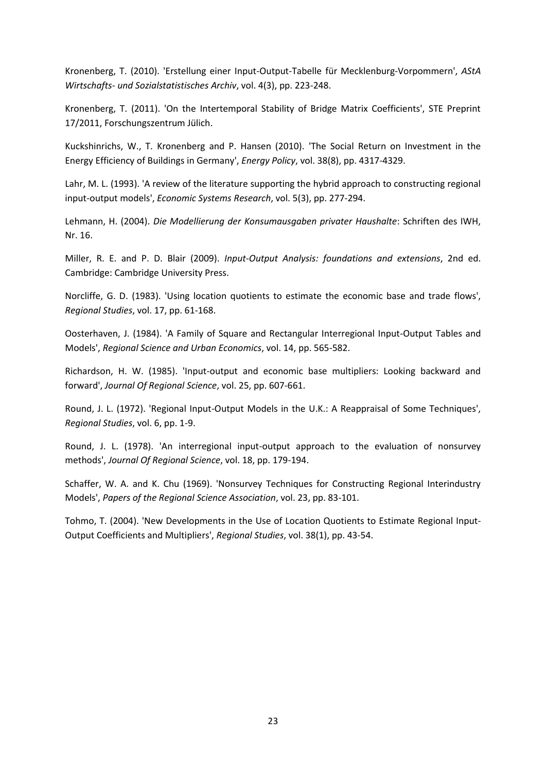Kronenberg, T. (2010). 'Erstellung einer Input-Output-Tabelle für Mecklenburg-Vorpommern', *AStA Wirtschafts- und Sozialstatistisches Archiv*, vol. 4(3), pp. 223-248.

Kronenberg, T. (2011). 'On the Intertemporal Stability of Bridge Matrix Coefficients', STE Preprint 17/2011, Forschungszentrum Jülich.

Kuckshinrichs, W., T. Kronenberg and P. Hansen (2010). 'The Social Return on Investment in the Energy Efficiency of Buildings in Germany', *Energy Policy*, vol. 38(8), pp. 4317-4329.

Lahr, M. L. (1993). 'A review of the literature supporting the hybrid approach to constructing regional input-output models', *Economic Systems Research*, vol. 5(3), pp. 277-294.

Lehmann, H. (2004). *Die Modellierung der Konsumausgaben privater Haushalte*: Schriften des IWH, Nr. 16.

Miller, R. E. and P. D. Blair (2009). *Input-Output Analysis: foundations and extensions*, 2nd ed. Cambridge: Cambridge University Press.

Norcliffe, G. D. (1983). 'Using location quotients to estimate the economic base and trade flows', *Regional Studies*, vol. 17, pp. 61-168.

Oosterhaven, J. (1984). 'A Family of Square and Rectangular Interregional Input-Output Tables and Models', *Regional Science and Urban Economics*, vol. 14, pp. 565-582.

Richardson, H. W. (1985). 'Input-output and economic base multipliers: Looking backward and forward', *Journal Of Regional Science*, vol. 25, pp. 607-661.

Round, J. L. (1972). 'Regional Input-Output Models in the U.K.: A Reappraisal of Some Techniques', *Regional Studies*, vol. 6, pp. 1-9.

Round, J. L. (1978). 'An interregional input-output approach to the evaluation of nonsurvey methods', *Journal Of Regional Science*, vol. 18, pp. 179-194.

Schaffer, W. A. and K. Chu (1969). 'Nonsurvey Techniques for Constructing Regional Interindustry Models', *Papers of the Regional Science Association*, vol. 23, pp. 83-101.

Tohmo, T. (2004). 'New Developments in the Use of Location Quotients to Estimate Regional Input-Output Coefficients and Multipliers', *Regional Studies*, vol. 38(1), pp. 43-54.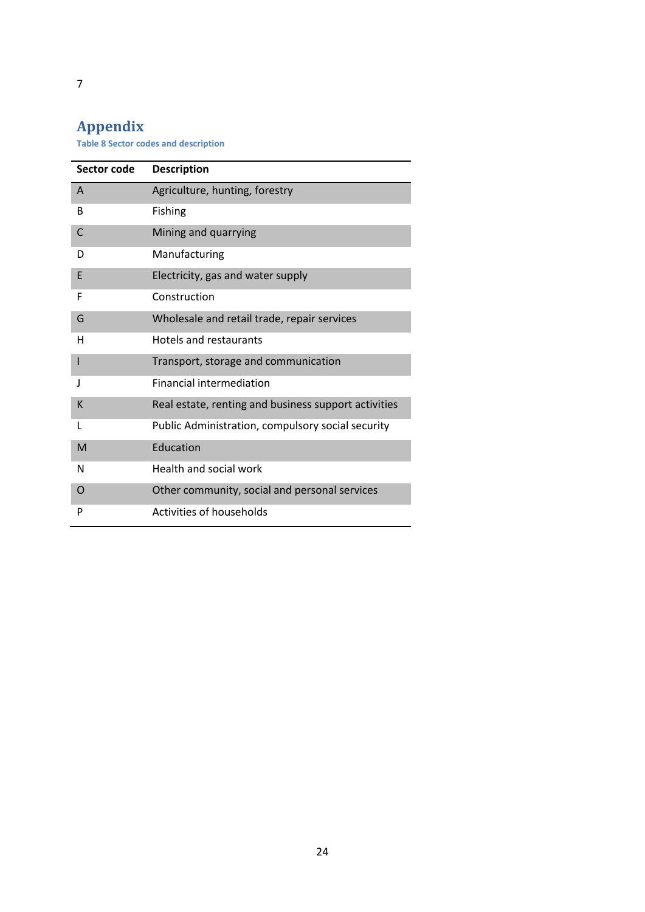7

# Appendix

Table 8 Sector codes and description

| Sector code | Description |
|---|---|
| A | Agriculture, hunting, forestry |
| B | Fishing |
| C | Mining and quarrying |
| D | Manufacturing |
| E | Electricity, gas and water supply |
| F | Construction |
| G | Wholesale and retail trade, repair services |
| H | Hotels and restaurants |
| I | Transport, storage and communication |
| J | Financial intermediation |
| K | Real estate, renting and business support activities |
| L | Public Administration, compulsory social security |
| M | Education |
| N | Health and social work |
| O | Other community, social and personal services |
| P | Activities of households |